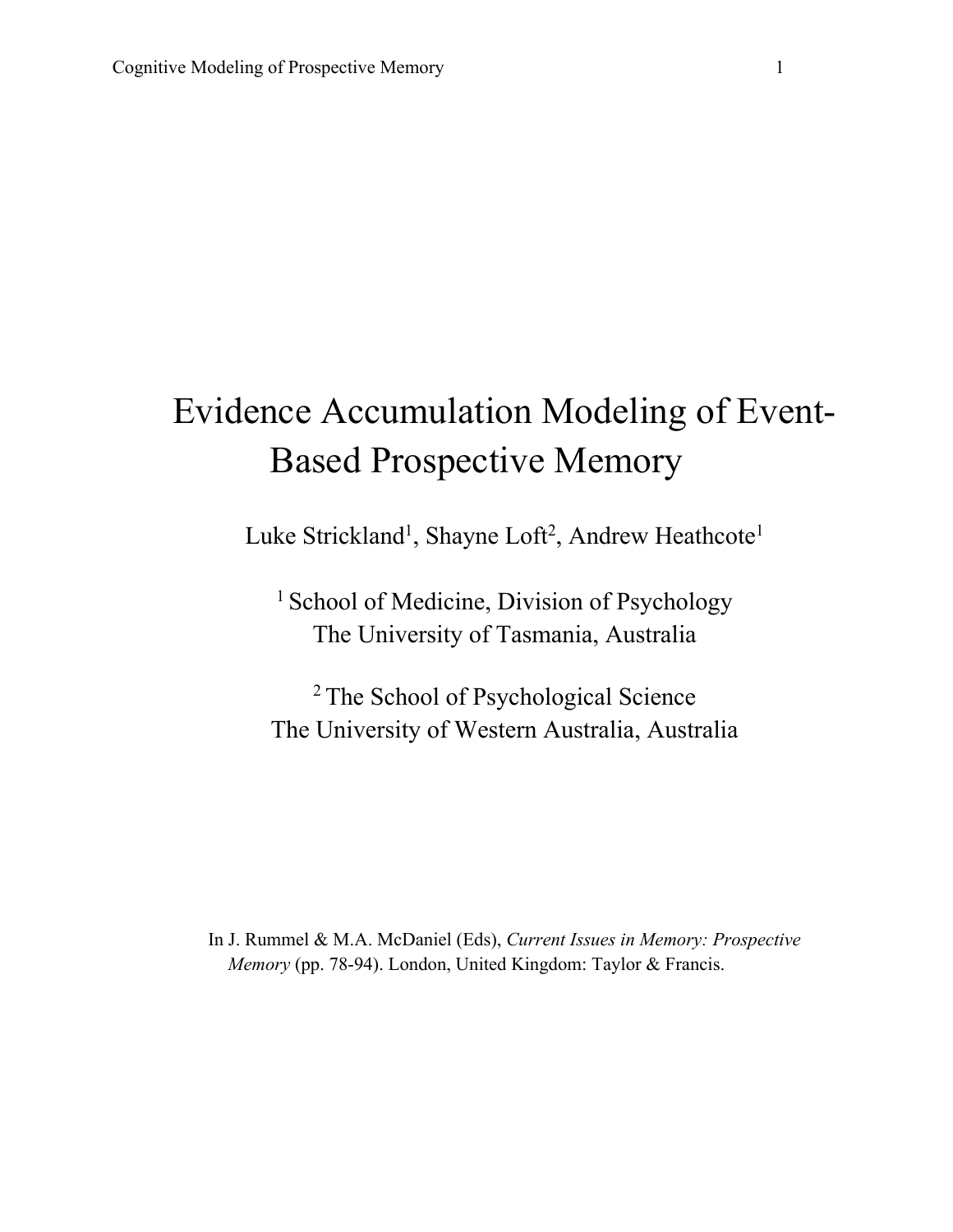# Evidence Accumulation Modeling of Event-Based Prospective Memory

Luke Strickland[1], Shayne Loft[2], Andrew Heathcote[1]

[1] School of Medicine, Division of Psychology
The University of Tasmania, Australia

[2] The School of Psychological Science
The University of Western Australia, Australia

In J. Rummel & M.A. McDaniel (Eds), *Current Issues in Memory: Prospective Memory* (pp. 78-94). London, United Kingdom: Taylor & Francis.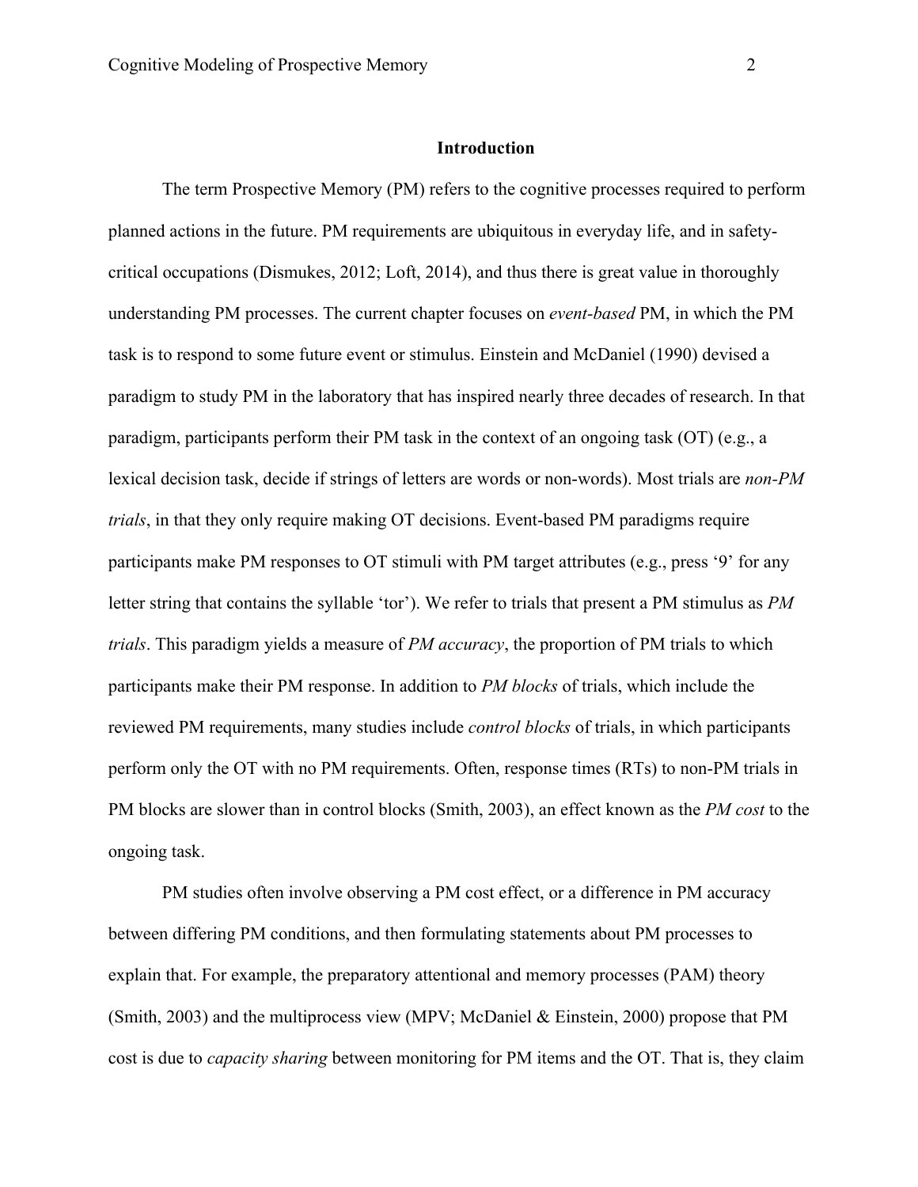## Introduction

The term Prospective Memory (PM) refers to the cognitive processes required to perform planned actions in the future. PM requirements are ubiquitous in everyday life, and in safety-critical occupations (Dismukes, 2012; Loft, 2014), and thus there is great value in thoroughly understanding PM processes. The current chapter focuses on *event-based* PM, in which the PM task is to respond to some future event or stimulus. Einstein and McDaniel (1990) devised a paradigm to study PM in the laboratory that has inspired nearly three decades of research. In that paradigm, participants perform their PM task in the context of an ongoing task (OT) (e.g., a lexical decision task, decide if strings of letters are words or non-words). Most trials are *non-PM trials*, in that they only require making OT decisions. Event-based PM paradigms require participants make PM responses to OT stimuli with PM target attributes (e.g., press '9' for any letter string that contains the syllable 'tor'). We refer to trials that present a PM stimulus as *PM trials*. This paradigm yields a measure of *PM accuracy*, the proportion of PM trials to which participants make their PM response. In addition to *PM blocks* of trials, which include the reviewed PM requirements, many studies include *control blocks* of trials, in which participants perform only the OT with no PM requirements. Often, response times (RTs) to non-PM trials in PM blocks are slower than in control blocks (Smith, 2003), an effect known as the *PM cost* to the ongoing task.

PM studies often involve observing a PM cost effect, or a difference in PM accuracy between differing PM conditions, and then formulating statements about PM processes to explain that. For example, the preparatory attentional and memory processes (PAM) theory (Smith, 2003) and the multiprocess view (MPV; McDaniel & Einstein, 2000) propose that PM cost is due to *capacity sharing* between monitoring for PM items and the OT. That is, they claim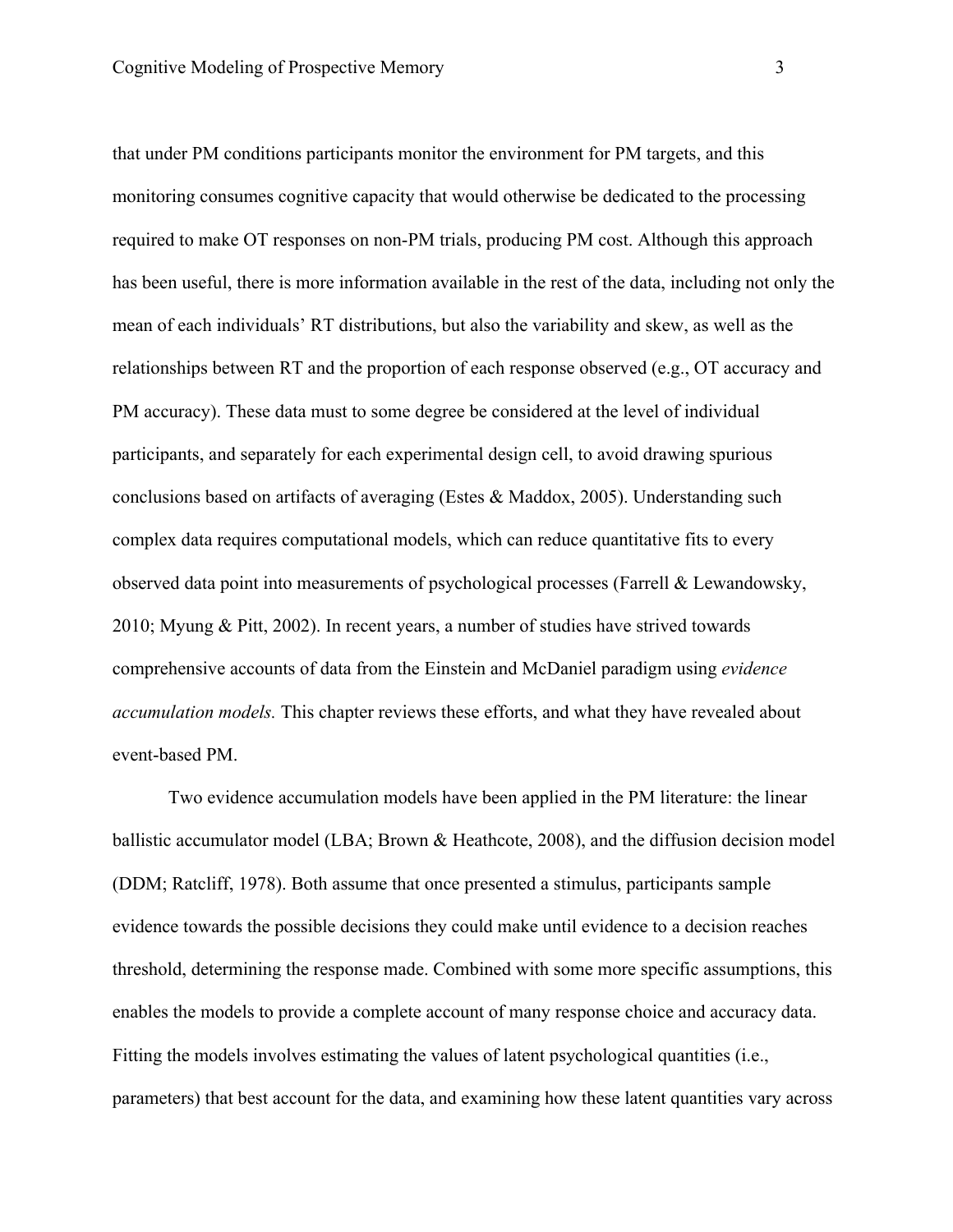that under PM conditions participants monitor the environment for PM targets, and this monitoring consumes cognitive capacity that would otherwise be dedicated to the processing required to make OT responses on non-PM trials, producing PM cost. Although this approach has been useful, there is more information available in the rest of the data, including not only the mean of each individuals' RT distributions, but also the variability and skew, as well as the relationships between RT and the proportion of each response observed (e.g., OT accuracy and PM accuracy). These data must to some degree be considered at the level of individual participants, and separately for each experimental design cell, to avoid drawing spurious conclusions based on artifacts of averaging (Estes & Maddox, 2005). Understanding such complex data requires computational models, which can reduce quantitative fits to every observed data point into measurements of psychological processes (Farrell & Lewandowsky, 2010; Myung & Pitt, 2002). In recent years, a number of studies have strived towards comprehensive accounts of data from the Einstein and McDaniel paradigm using *evidence accumulation models.* This chapter reviews these efforts, and what they have revealed about event-based PM.

Two evidence accumulation models have been applied in the PM literature: the linear ballistic accumulator model (LBA; Brown & Heathcote, 2008), and the diffusion decision model (DDM; Ratcliff, 1978). Both assume that once presented a stimulus, participants sample evidence towards the possible decisions they could make until evidence to a decision reaches threshold, determining the response made. Combined with some more specific assumptions, this enables the models to provide a complete account of many response choice and accuracy data. Fitting the models involves estimating the values of latent psychological quantities (i.e., parameters) that best account for the data, and examining how these latent quantities vary across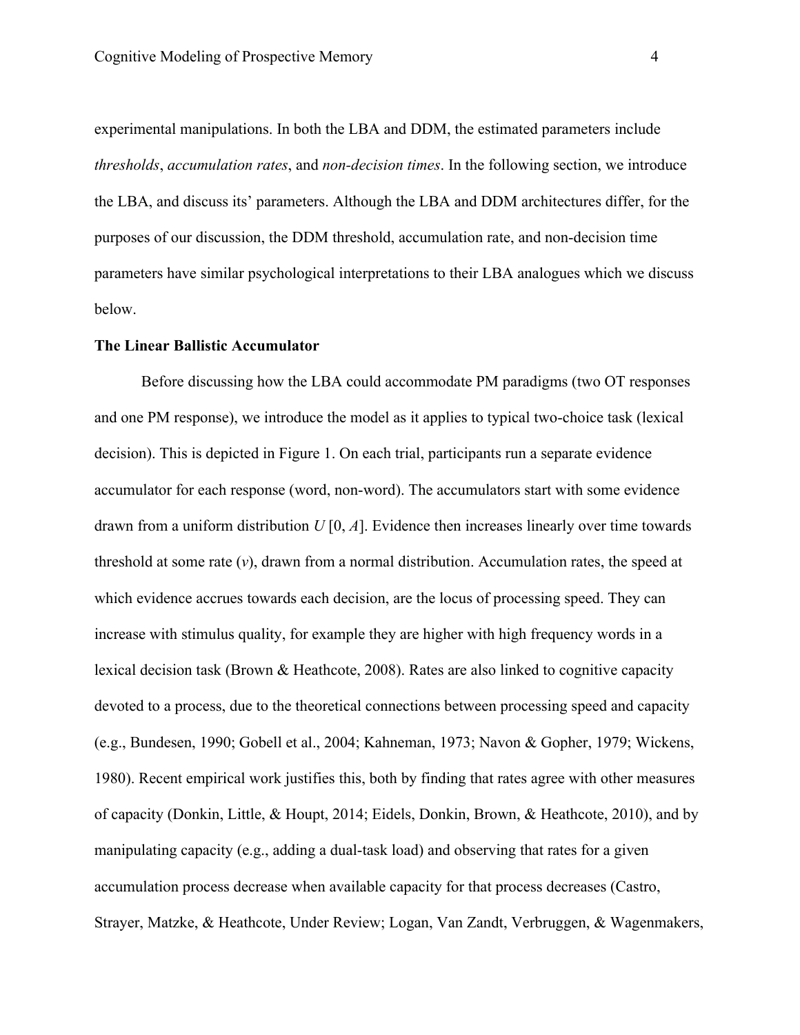experimental manipulations. In both the LBA and DDM, the estimated parameters include *thresholds*, *accumulation rates*, and *non-decision times*. In the following section, we introduce the LBA, and discuss its' parameters. Although the LBA and DDM architectures differ, for the purposes of our discussion, the DDM threshold, accumulation rate, and non-decision time parameters have similar psychological interpretations to their LBA analogues which we discuss below.

**The Linear Ballistic Accumulator**

Before discussing how the LBA could accommodate PM paradigms (two OT responses and one PM response), we introduce the model as it applies to typical two-choice task (lexical decision). This is depicted in Figure 1. On each trial, participants run a separate evidence accumulator for each response (word, non-word). The accumulators start with some evidence drawn from a uniform distribution $U$ [0, $A$]. Evidence then increases linearly over time towards threshold at some rate ($v$), drawn from a normal distribution. Accumulation rates, the speed at which evidence accrues towards each decision, are the locus of processing speed. They can increase with stimulus quality, for example they are higher with high frequency words in a lexical decision task (Brown & Heathcote, 2008). Rates are also linked to cognitive capacity devoted to a process, due to the theoretical connections between processing speed and capacity (e.g., Bundesen, 1990; Gobell et al., 2004; Kahneman, 1973; Navon & Gopher, 1979; Wickens, 1980). Recent empirical work justifies this, both by finding that rates agree with other measures of capacity (Donkin, Little, & Houpt, 2014; Eidels, Donkin, Brown, & Heathcote, 2010), and by manipulating capacity (e.g., adding a dual-task load) and observing that rates for a given accumulation process decrease when available capacity for that process decreases (Castro, Strayer, Matzke, & Heathcote, Under Review; Logan, Van Zandt, Verbruggen, & Wagenmakers,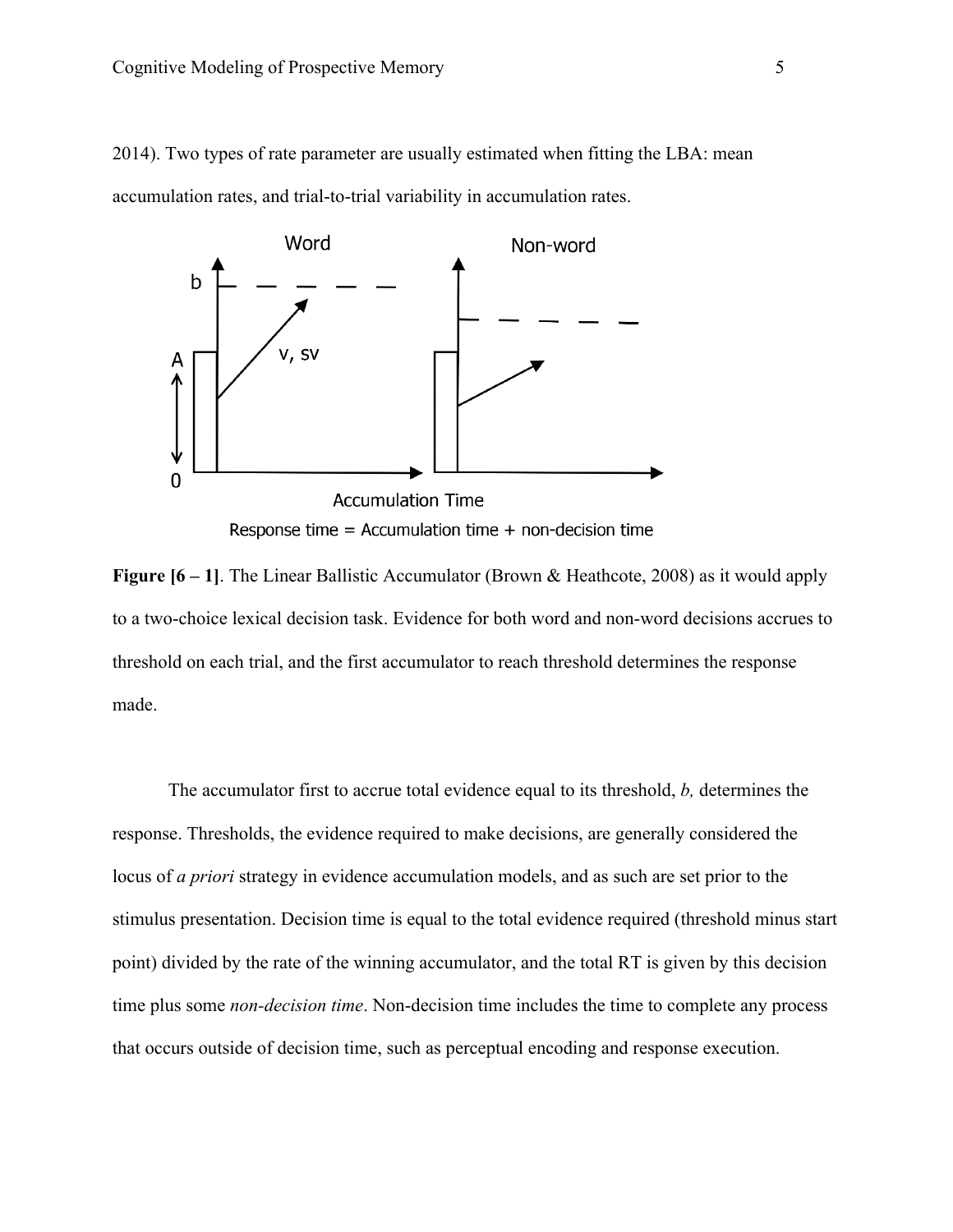2014). Two types of rate parameter are usually estimated when fitting the LBA: mean accumulation rates, and trial-to-trial variability in accumulation rates.

**Figure [6 – 1]**. The Linear Ballistic Accumulator (Brown & Heathcote, 2008) as it would apply to a two-choice lexical decision task. Evidence for both word and non-word decisions accrues to threshold on each trial, and the first accumulator to reach threshold determines the response made.

The accumulator first to accrue total evidence equal to its threshold, *b,* determines the response. Thresholds, the evidence required to make decisions, are generally considered the locus of *a priori* strategy in evidence accumulation models, and as such are set prior to the stimulus presentation. Decision time is equal to the total evidence required (threshold minus start point) divided by the rate of the winning accumulator, and the total RT is given by this decision time plus some *non-decision time*. Non-decision time includes the time to complete any process that occurs outside of decision time, such as perceptual encoding and response execution.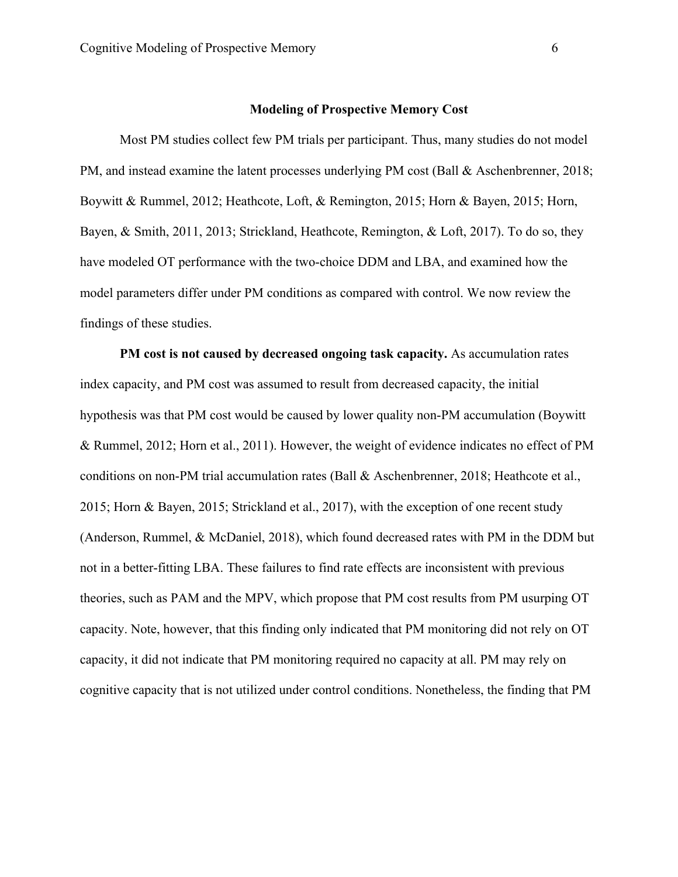## Modeling of Prospective Memory Cost

Most PM studies collect few PM trials per participant. Thus, many studies do not model PM, and instead examine the latent processes underlying PM cost (Ball & Aschenbrenner, 2018; Boywitt & Rummel, 2012; Heathcote, Loft, & Remington, 2015; Horn & Bayen, 2015; Horn, Bayen, & Smith, 2011, 2013; Strickland, Heathcote, Remington, & Loft, 2017). To do so, they have modeled OT performance with the two-choice DDM and LBA, and examined how the model parameters differ under PM conditions as compared with control. We now review the findings of these studies.

**PM cost is not caused by decreased ongoing task capacity.** As accumulation rates index capacity, and PM cost was assumed to result from decreased capacity, the initial hypothesis was that PM cost would be caused by lower quality non-PM accumulation (Boywitt & Rummel, 2012; Horn et al., 2011). However, the weight of evidence indicates no effect of PM conditions on non-PM trial accumulation rates (Ball & Aschenbrenner, 2018; Heathcote et al., 2015; Horn & Bayen, 2015; Strickland et al., 2017), with the exception of one recent study (Anderson, Rummel, & McDaniel, 2018), which found decreased rates with PM in the DDM but not in a better-fitting LBA. These failures to find rate effects are inconsistent with previous theories, such as PAM and the MPV, which propose that PM cost results from PM usurping OT capacity. Note, however, that this finding only indicated that PM monitoring did not rely on OT capacity, it did not indicate that PM monitoring required no capacity at all. PM may rely on cognitive capacity that is not utilized under control conditions. Nonetheless, the finding that PM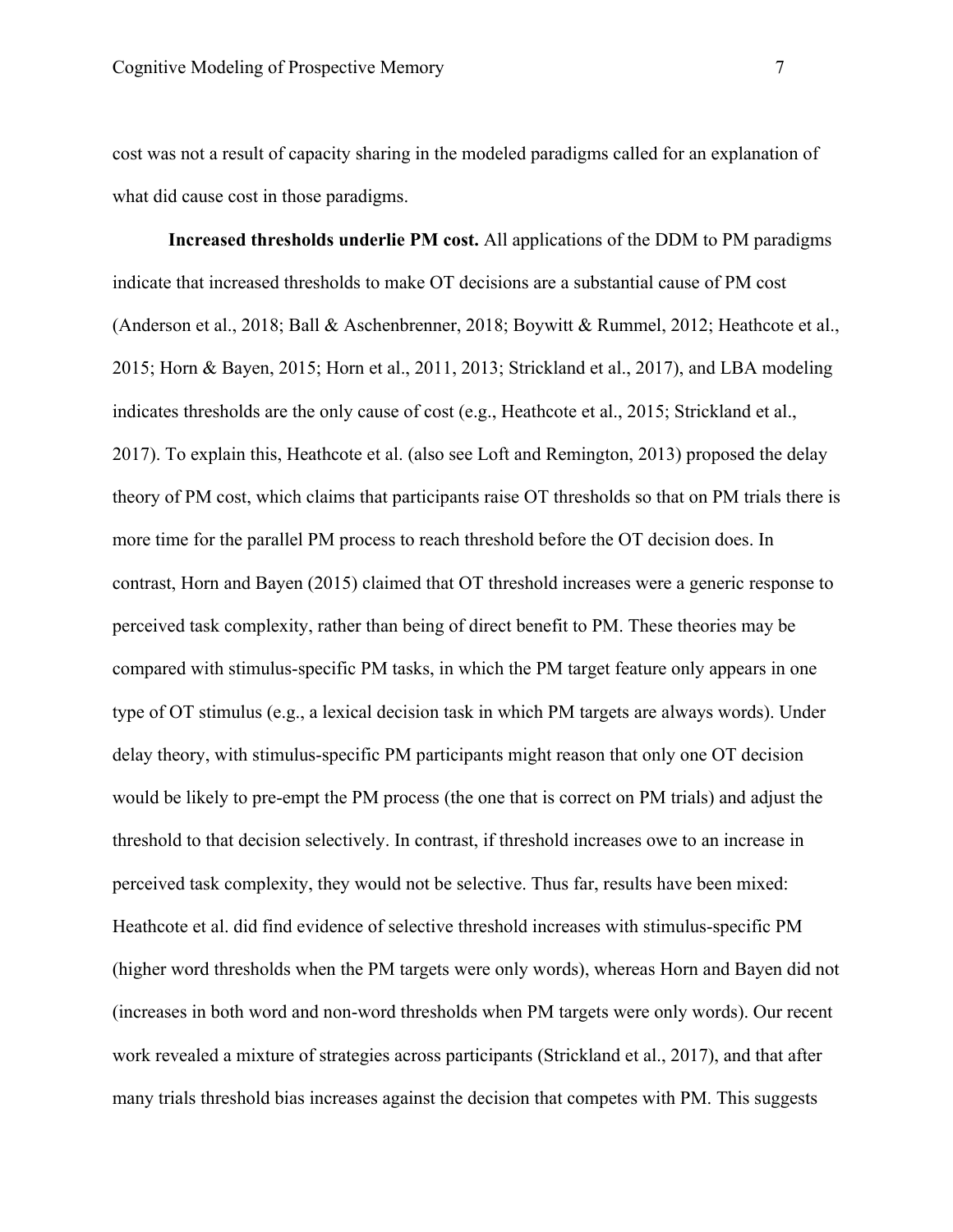cost was not a result of capacity sharing in the modeled paradigms called for an explanation of what did cause cost in those paradigms.

**Increased thresholds underlie PM cost.** All applications of the DDM to PM paradigms indicate that increased thresholds to make OT decisions are a substantial cause of PM cost (Anderson et al., 2018; Ball & Aschenbrenner, 2018; Boywitt & Rummel, 2012; Heathcote et al., 2015; Horn & Bayen, 2015; Horn et al., 2011, 2013; Strickland et al., 2017), and LBA modeling indicates thresholds are the only cause of cost (e.g., Heathcote et al., 2015; Strickland et al., 2017). To explain this, Heathcote et al. (also see Loft and Remington, 2013) proposed the delay theory of PM cost, which claims that participants raise OT thresholds so that on PM trials there is more time for the parallel PM process to reach threshold before the OT decision does. In contrast, Horn and Bayen (2015) claimed that OT threshold increases were a generic response to perceived task complexity, rather than being of direct benefit to PM. These theories may be compared with stimulus-specific PM tasks, in which the PM target feature only appears in one type of OT stimulus (e.g., a lexical decision task in which PM targets are always words). Under delay theory, with stimulus-specific PM participants might reason that only one OT decision would be likely to pre-empt the PM process (the one that is correct on PM trials) and adjust the threshold to that decision selectively. In contrast, if threshold increases owe to an increase in perceived task complexity, they would not be selective. Thus far, results have been mixed: Heathcote et al. did find evidence of selective threshold increases with stimulus-specific PM (higher word thresholds when the PM targets were only words), whereas Horn and Bayen did not (increases in both word and non-word thresholds when PM targets were only words). Our recent work revealed a mixture of strategies across participants (Strickland et al., 2017), and that after many trials threshold bias increases against the decision that competes with PM. This suggests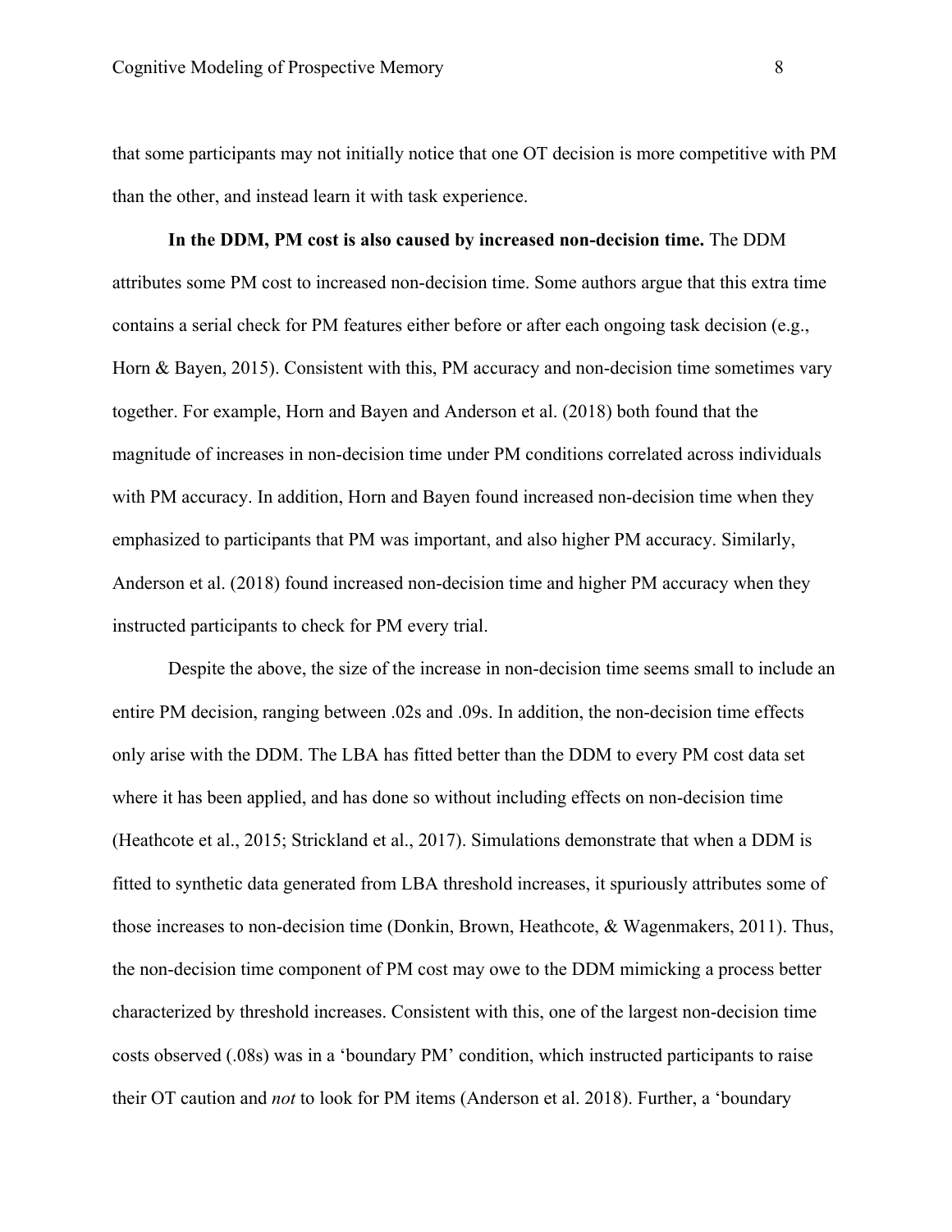that some participants may not initially notice that one OT decision is more competitive with PM than the other, and instead learn it with task experience.

**In the DDM, PM cost is also caused by increased non-decision time.** The DDM attributes some PM cost to increased non-decision time. Some authors argue that this extra time contains a serial check for PM features either before or after each ongoing task decision (e.g., Horn & Bayen, 2015). Consistent with this, PM accuracy and non-decision time sometimes vary together. For example, Horn and Bayen and Anderson et al. (2018) both found that the magnitude of increases in non-decision time under PM conditions correlated across individuals with PM accuracy. In addition, Horn and Bayen found increased non-decision time when they emphasized to participants that PM was important, and also higher PM accuracy. Similarly, Anderson et al. (2018) found increased non-decision time and higher PM accuracy when they instructed participants to check for PM every trial.

Despite the above, the size of the increase in non-decision time seems small to include an entire PM decision, ranging between .02s and .09s. In addition, the non-decision time effects only arise with the DDM. The LBA has fitted better than the DDM to every PM cost data set where it has been applied, and has done so without including effects on non-decision time (Heathcote et al., 2015; Strickland et al., 2017). Simulations demonstrate that when a DDM is fitted to synthetic data generated from LBA threshold increases, it spuriously attributes some of those increases to non-decision time (Donkin, Brown, Heathcote, & Wagenmakers, 2011). Thus, the non-decision time component of PM cost may owe to the DDM mimicking a process better characterized by threshold increases. Consistent with this, one of the largest non-decision time costs observed (.08s) was in a 'boundary PM' condition, which instructed participants to raise their OT caution and *not* to look for PM items (Anderson et al. 2018). Further, a 'boundary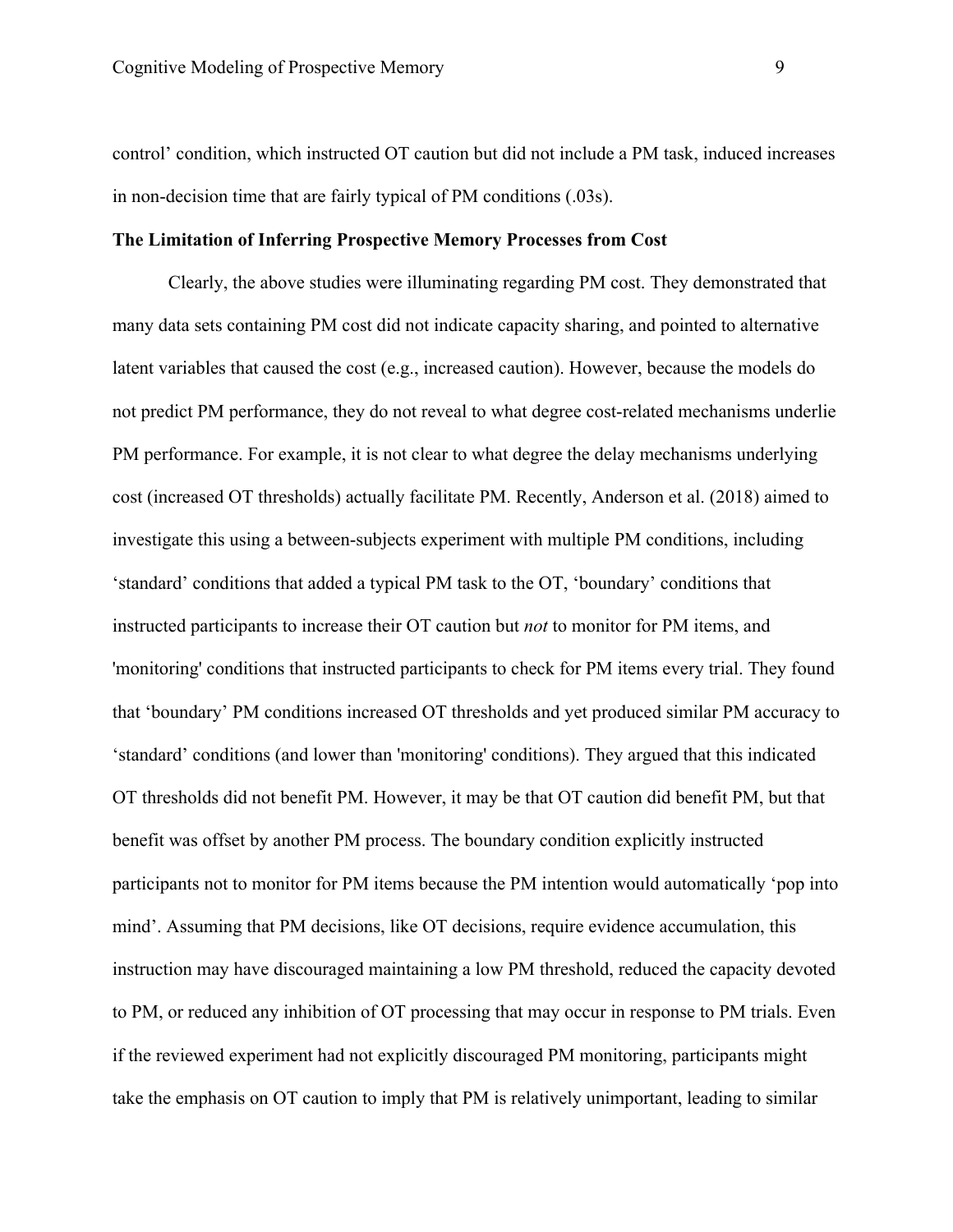control' condition, which instructed OT caution but did not include a PM task, induced increases in non-decision time that are fairly typical of PM conditions (.03s).

**The Limitation of Inferring Prospective Memory Processes from Cost**

Clearly, the above studies were illuminating regarding PM cost. They demonstrated that many data sets containing PM cost did not indicate capacity sharing, and pointed to alternative latent variables that caused the cost (e.g., increased caution). However, because the models do not predict PM performance, they do not reveal to what degree cost-related mechanisms underlie PM performance. For example, it is not clear to what degree the delay mechanisms underlying cost (increased OT thresholds) actually facilitate PM. Recently, Anderson et al. (2018) aimed to investigate this using a between-subjects experiment with multiple PM conditions, including 'standard' conditions that added a typical PM task to the OT, 'boundary' conditions that instructed participants to increase their OT caution but *not* to monitor for PM items, and 'monitoring' conditions that instructed participants to check for PM items every trial. They found that 'boundary' PM conditions increased OT thresholds and yet produced similar PM accuracy to 'standard' conditions (and lower than 'monitoring' conditions). They argued that this indicated OT thresholds did not benefit PM. However, it may be that OT caution did benefit PM, but that benefit was offset by another PM process. The boundary condition explicitly instructed participants not to monitor for PM items because the PM intention would automatically 'pop into mind'. Assuming that PM decisions, like OT decisions, require evidence accumulation, this instruction may have discouraged maintaining a low PM threshold, reduced the capacity devoted to PM, or reduced any inhibition of OT processing that may occur in response to PM trials. Even if the reviewed experiment had not explicitly discouraged PM monitoring, participants might take the emphasis on OT caution to imply that PM is relatively unimportant, leading to similar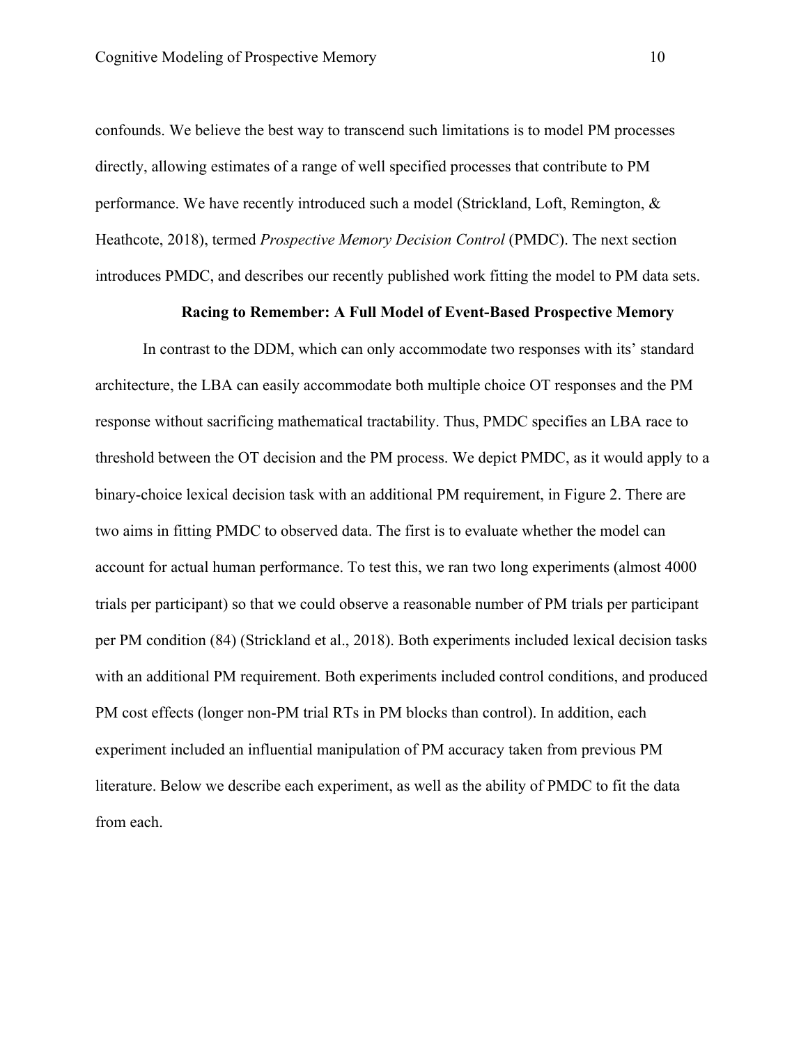confounds. We believe the best way to transcend such limitations is to model PM processes directly, allowing estimates of a range of well specified processes that contribute to PM performance. We have recently introduced such a model (Strickland, Loft, Remington, & Heathcote, 2018), termed *Prospective Memory Decision Control* (PMDC). The next section introduces PMDC, and describes our recently published work fitting the model to PM data sets.

## Racing to Remember: A Full Model of Event-Based Prospective Memory

In contrast to the DDM, which can only accommodate two responses with its' standard architecture, the LBA can easily accommodate both multiple choice OT responses and the PM response without sacrificing mathematical tractability. Thus, PMDC specifies an LBA race to threshold between the OT decision and the PM process. We depict PMDC, as it would apply to a binary-choice lexical decision task with an additional PM requirement, in Figure 2. There are two aims in fitting PMDC to observed data. The first is to evaluate whether the model can account for actual human performance. To test this, we ran two long experiments (almost 4000 trials per participant) so that we could observe a reasonable number of PM trials per participant per PM condition (84) (Strickland et al., 2018). Both experiments included lexical decision tasks with an additional PM requirement. Both experiments included control conditions, and produced PM cost effects (longer non-PM trial RTs in PM blocks than control). In addition, each experiment included an influential manipulation of PM accuracy taken from previous PM literature. Below we describe each experiment, as well as the ability of PMDC to fit the data from each.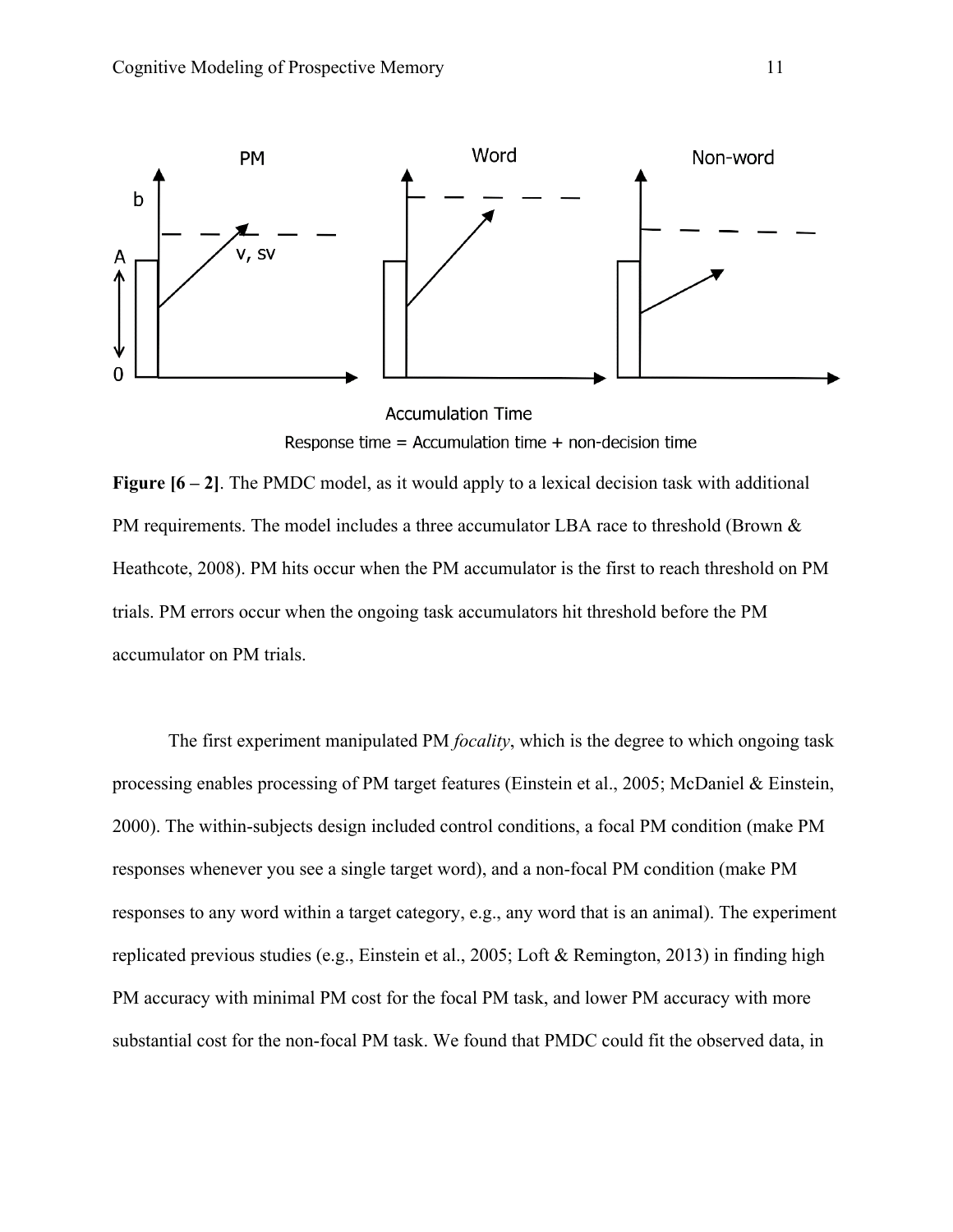**Figure [6 – 2]**. The PMDC model, as it would apply to a lexical decision task with additional PM requirements. The model includes a three accumulator LBA race to threshold (Brown & Heathcote, 2008). PM hits occur when the PM accumulator is the first to reach threshold on PM trials. PM errors occur when the ongoing task accumulators hit threshold before the PM accumulator on PM trials.

The first experiment manipulated PM *focality*, which is the degree to which ongoing task processing enables processing of PM target features (Einstein et al., 2005; McDaniel & Einstein, 2000). The within-subjects design included control conditions, a focal PM condition (make PM responses whenever you see a single target word), and a non-focal PM condition (make PM responses to any word within a target category, e.g., any word that is an animal). The experiment replicated previous studies (e.g., Einstein et al., 2005; Loft & Remington, 2013) in finding high PM accuracy with minimal PM cost for the focal PM task, and lower PM accuracy with more substantial cost for the non-focal PM task. We found that PMDC could fit the observed data, in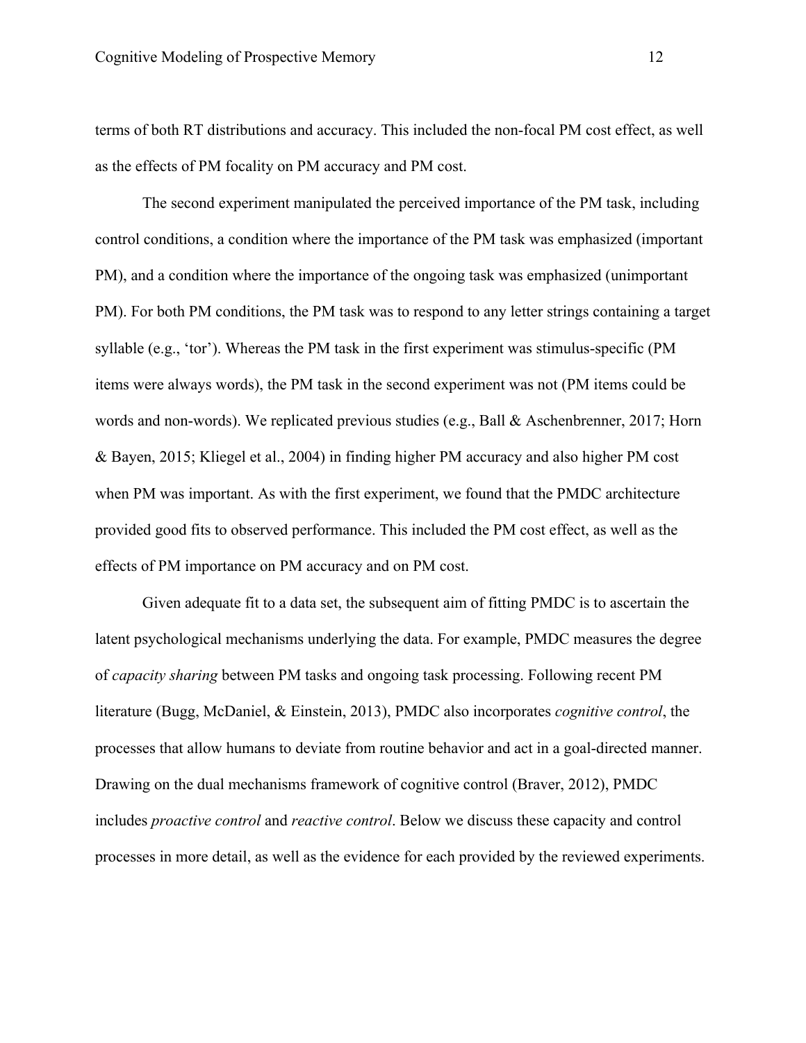terms of both RT distributions and accuracy. This included the non-focal PM cost effect, as well as the effects of PM focality on PM accuracy and PM cost.

The second experiment manipulated the perceived importance of the PM task, including control conditions, a condition where the importance of the PM task was emphasized (important PM), and a condition where the importance of the ongoing task was emphasized (unimportant PM). For both PM conditions, the PM task was to respond to any letter strings containing a target syllable (e.g., 'tor'). Whereas the PM task in the first experiment was stimulus-specific (PM items were always words), the PM task in the second experiment was not (PM items could be words and non-words). We replicated previous studies (e.g., Ball & Aschenbrenner, 2017; Horn & Bayen, 2015; Kliegel et al., 2004) in finding higher PM accuracy and also higher PM cost when PM was important. As with the first experiment, we found that the PMDC architecture provided good fits to observed performance. This included the PM cost effect, as well as the effects of PM importance on PM accuracy and on PM cost.

Given adequate fit to a data set, the subsequent aim of fitting PMDC is to ascertain the latent psychological mechanisms underlying the data. For example, PMDC measures the degree of *capacity sharing* between PM tasks and ongoing task processing. Following recent PM literature (Bugg, McDaniel, & Einstein, 2013), PMDC also incorporates *cognitive control*, the processes that allow humans to deviate from routine behavior and act in a goal-directed manner. Drawing on the dual mechanisms framework of cognitive control (Braver, 2012), PMDC includes *proactive control* and *reactive control*. Below we discuss these capacity and control processes in more detail, as well as the evidence for each provided by the reviewed experiments.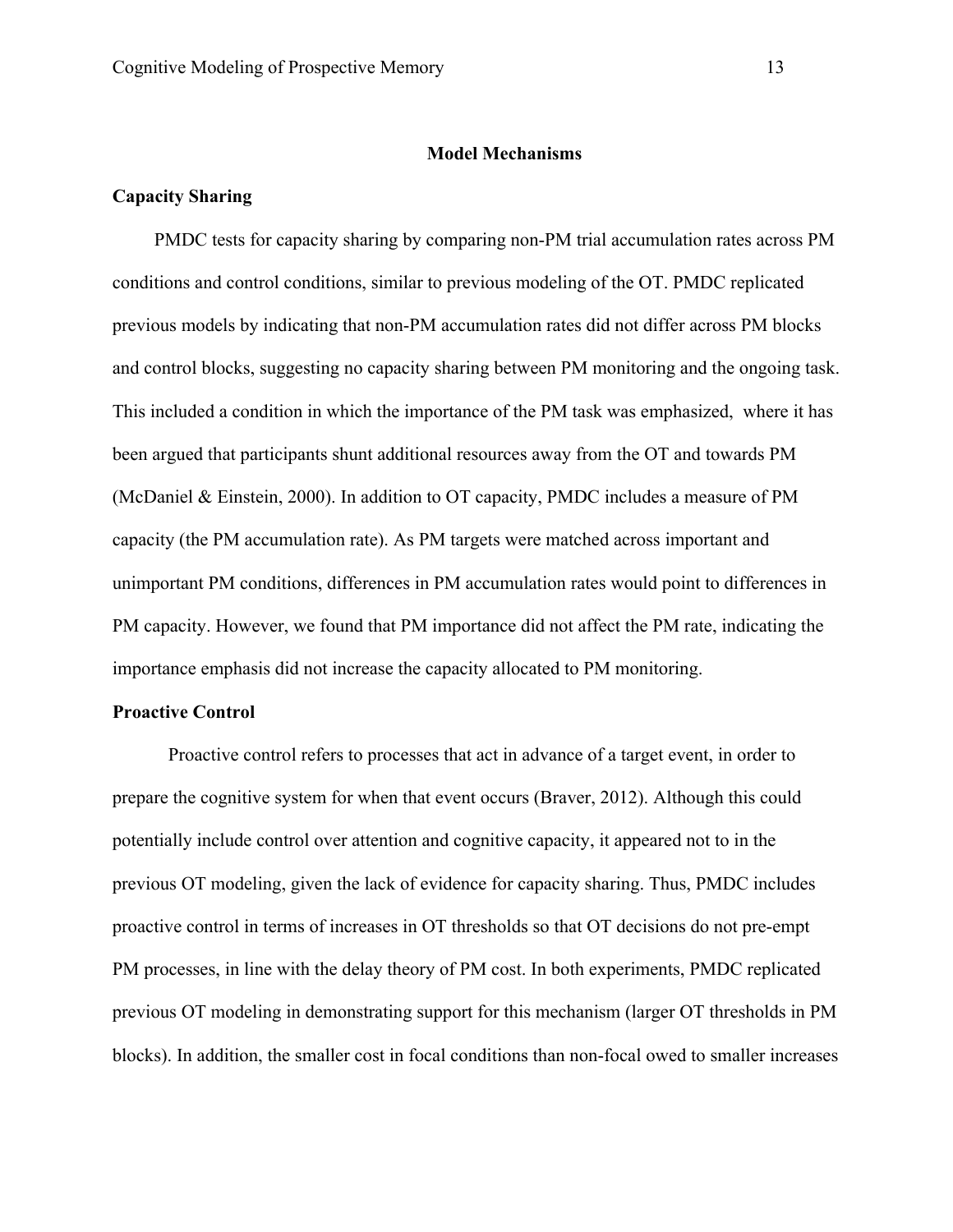## Model Mechanisms

### Capacity Sharing

PMDC tests for capacity sharing by comparing non-PM trial accumulation rates across PM conditions and control conditions, similar to previous modeling of the OT. PMDC replicated previous models by indicating that non-PM accumulation rates did not differ across PM blocks and control blocks, suggesting no capacity sharing between PM monitoring and the ongoing task. This included a condition in which the importance of the PM task was emphasized, where it has been argued that participants shunt additional resources away from the OT and towards PM (McDaniel & Einstein, 2000). In addition to OT capacity, PMDC includes a measure of PM capacity (the PM accumulation rate). As PM targets were matched across important and unimportant PM conditions, differences in PM accumulation rates would point to differences in PM capacity. However, we found that PM importance did not affect the PM rate, indicating the importance emphasis did not increase the capacity allocated to PM monitoring.

### Proactive Control

Proactive control refers to processes that act in advance of a target event, in order to prepare the cognitive system for when that event occurs (Braver, 2012). Although this could potentially include control over attention and cognitive capacity, it appeared not to in the previous OT modeling, given the lack of evidence for capacity sharing. Thus, PMDC includes proactive control in terms of increases in OT thresholds so that OT decisions do not pre-empt PM processes, in line with the delay theory of PM cost. In both experiments, PMDC replicated previous OT modeling in demonstrating support for this mechanism (larger OT thresholds in PM blocks). In addition, the smaller cost in focal conditions than non-focal owed to smaller increases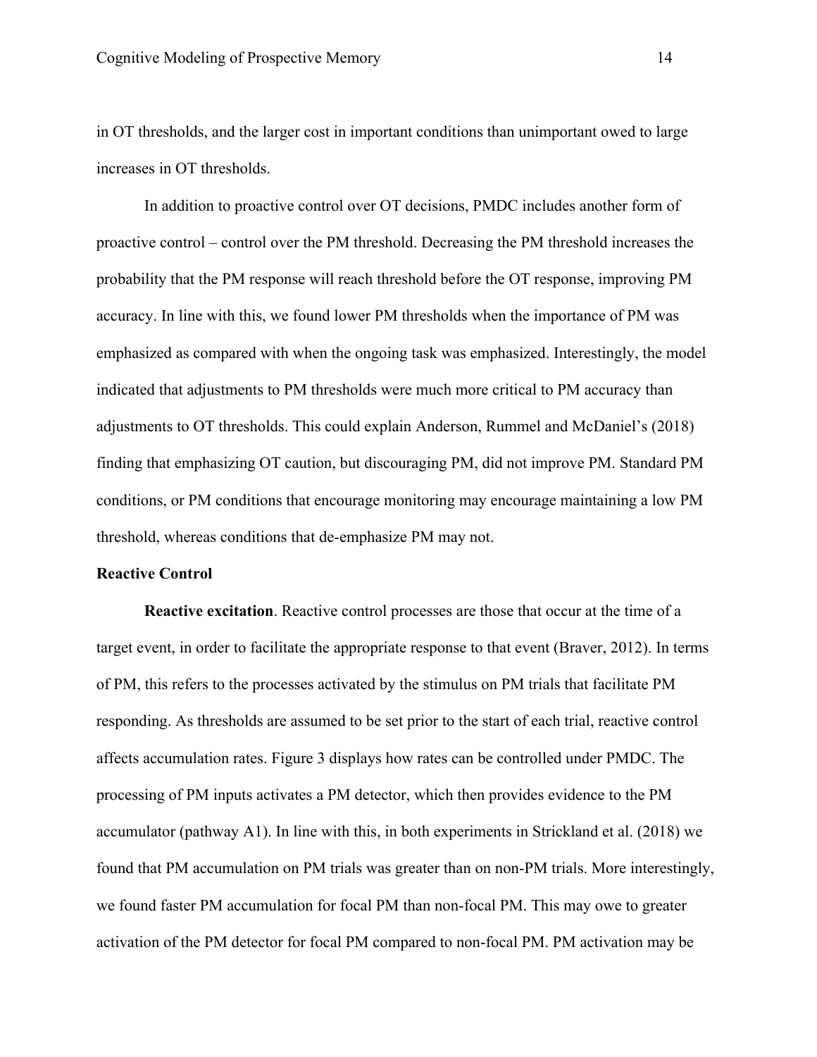in OT thresholds, and the larger cost in important conditions than unimportant owed to large increases in OT thresholds.

In addition to proactive control over OT decisions, PMDC includes another form of proactive control – control over the PM threshold. Decreasing the PM threshold increases the probability that the PM response will reach threshold before the OT response, improving PM accuracy. In line with this, we found lower PM thresholds when the importance of PM was emphasized as compared with when the ongoing task was emphasized. Interestingly, the model indicated that adjustments to PM thresholds were much more critical to PM accuracy than adjustments to OT thresholds. This could explain Anderson, Rummel and McDaniel's (2018) finding that emphasizing OT caution, but discouraging PM, did not improve PM. Standard PM conditions, or PM conditions that encourage monitoring may encourage maintaining a low PM threshold, whereas conditions that de-emphasize PM may not.

## Reactive Control

**Reactive excitation**. Reactive control processes are those that occur at the time of a target event, in order to facilitate the appropriate response to that event (Braver, 2012). In terms of PM, this refers to the processes activated by the stimulus on PM trials that facilitate PM responding. As thresholds are assumed to be set prior to the start of each trial, reactive control affects accumulation rates. Figure 3 displays how rates can be controlled under PMDC. The processing of PM inputs activates a PM detector, which then provides evidence to the PM accumulator (pathway A1). In line with this, in both experiments in Strickland et al. (2018) we found that PM accumulation on PM trials was greater than on non-PM trials. More interestingly, we found faster PM accumulation for focal PM than non-focal PM. This may owe to greater activation of the PM detector for focal PM compared to non-focal PM. PM activation may be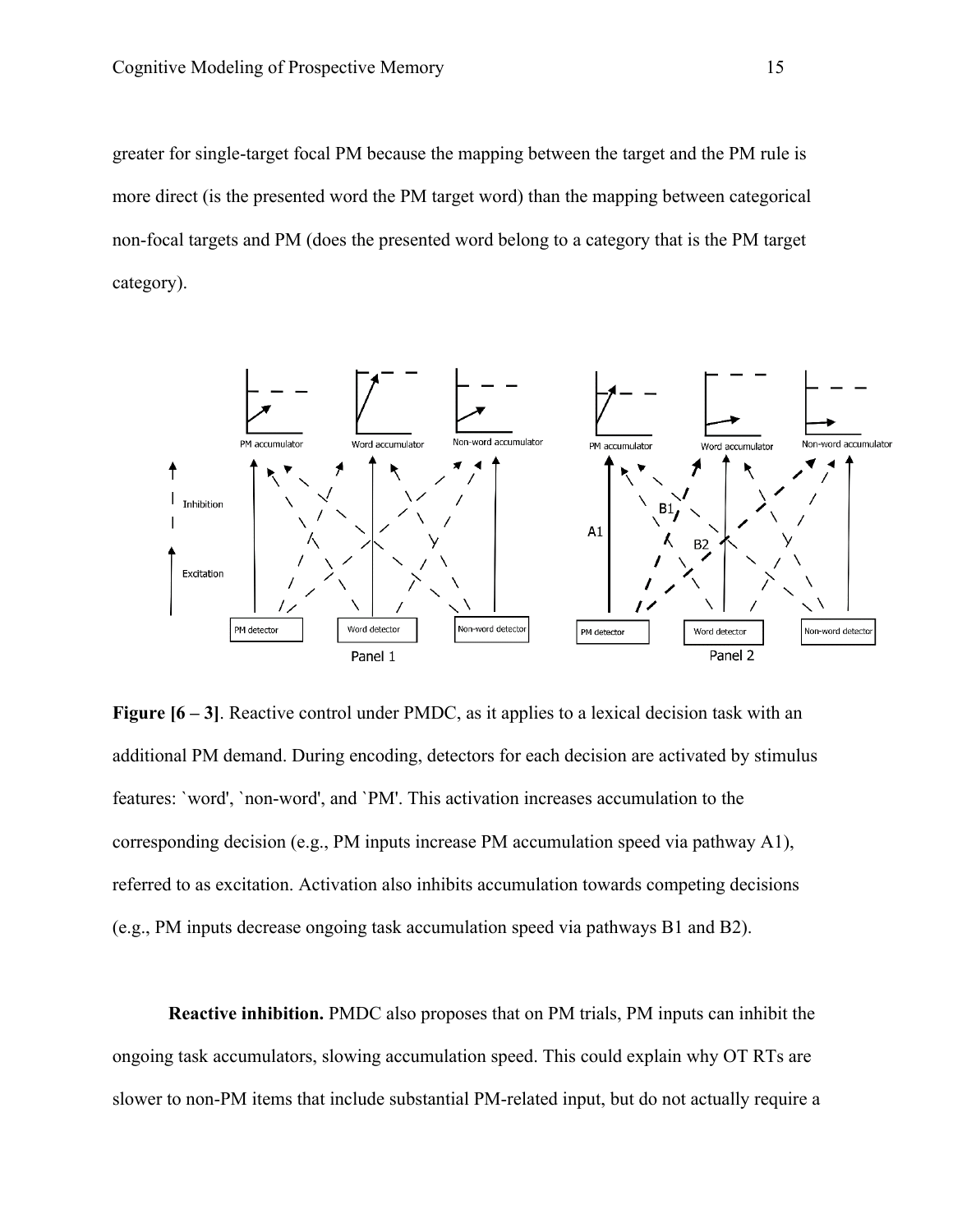greater for single-target focal PM because the mapping between the target and the PM rule is more direct (is the presented word the PM target word) than the mapping between categorical non-focal targets and PM (does the presented word belong to a category that is the PM target category).

**Figure [6 – 3]**. Reactive control under PMDC, as it applies to a lexical decision task with an additional PM demand. During encoding, detectors for each decision are activated by stimulus features: `word', `non-word', and `PM'. This activation increases accumulation to the corresponding decision (e.g., PM inputs increase PM accumulation speed via pathway A1), referred to as excitation. Activation also inhibits accumulation towards competing decisions (e.g., PM inputs decrease ongoing task accumulation speed via pathways B1 and B2).

**Reactive inhibition.** PMDC also proposes that on PM trials, PM inputs can inhibit the ongoing task accumulators, slowing accumulation speed. This could explain why OT RTs are slower to non-PM items that include substantial PM-related input, but do not actually require a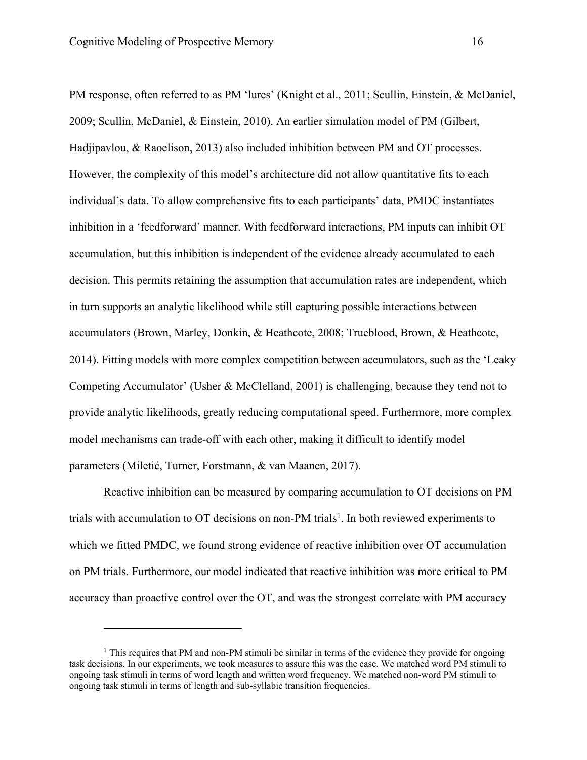PM response, often referred to as PM 'lures' (Knight et al., 2011; Scullin, Einstein, & McDaniel, 2009; Scullin, McDaniel, & Einstein, 2010). An earlier simulation model of PM (Gilbert, Hadjipavlou, & Raoelison, 2013) also included inhibition between PM and OT processes. However, the complexity of this model's architecture did not allow quantitative fits to each individual's data. To allow comprehensive fits to each participants' data, PMDC instantiates inhibition in a 'feedforward' manner. With feedforward interactions, PM inputs can inhibit OT accumulation, but this inhibition is independent of the evidence already accumulated to each decision. This permits retaining the assumption that accumulation rates are independent, which in turn supports an analytic likelihood while still capturing possible interactions between accumulators (Brown, Marley, Donkin, & Heathcote, 2008; Trueblood, Brown, & Heathcote, 2014). Fitting models with more complex competition between accumulators, such as the 'Leaky Competing Accumulator' (Usher & McClelland, 2001) is challenging, because they tend not to provide analytic likelihoods, greatly reducing computational speed. Furthermore, more complex model mechanisms can trade-off with each other, making it difficult to identify model parameters (Miletić, Turner, Forstmann, & van Maanen, 2017).

Reactive inhibition can be measured by comparing accumulation to OT decisions on PM trials with accumulation to OT decisions on non-PM trials[1]. In both reviewed experiments to which we fitted PMDC, we found strong evidence of reactive inhibition over OT accumulation on PM trials. Furthermore, our model indicated that reactive inhibition was more critical to PM accuracy than proactive control over the OT, and was the strongest correlate with PM accuracy

---

[1] This requires that PM and non-PM stimuli be similar in terms of the evidence they provide for ongoing task decisions. In our experiments, we took measures to assure this was the case. We matched word PM stimuli to ongoing task stimuli in terms of word length and written word frequency. We matched non-word PM stimuli to ongoing task stimuli in terms of length and sub-syllabic transition frequencies.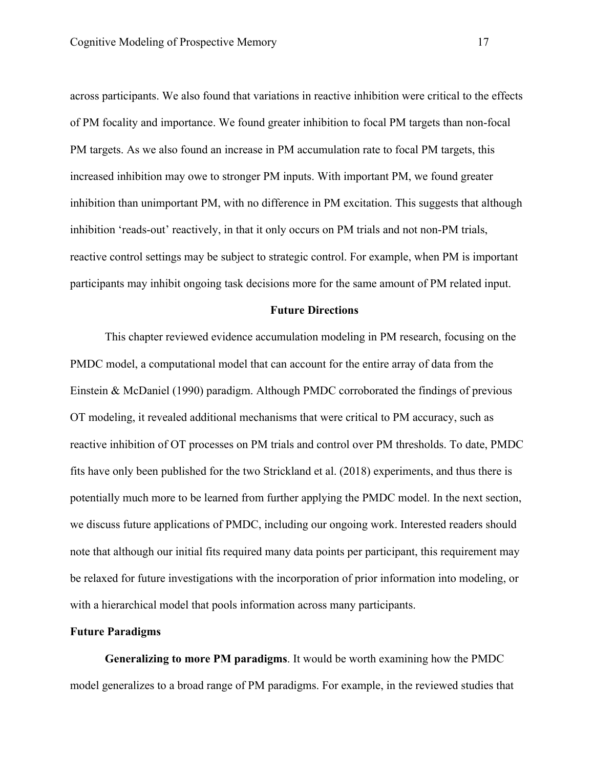across participants. We also found that variations in reactive inhibition were critical to the effects of PM focality and importance. We found greater inhibition to focal PM targets than non-focal PM targets. As we also found an increase in PM accumulation rate to focal PM targets, this increased inhibition may owe to stronger PM inputs. With important PM, we found greater inhibition than unimportant PM, with no difference in PM excitation. This suggests that although inhibition 'reads-out' reactively, in that it only occurs on PM trials and not non-PM trials, reactive control settings may be subject to strategic control. For example, when PM is important participants may inhibit ongoing task decisions more for the same amount of PM related input.

## Future Directions

This chapter reviewed evidence accumulation modeling in PM research, focusing on the PMDC model, a computational model that can account for the entire array of data from the Einstein & McDaniel (1990) paradigm. Although PMDC corroborated the findings of previous OT modeling, it revealed additional mechanisms that were critical to PM accuracy, such as reactive inhibition of OT processes on PM trials and control over PM thresholds. To date, PMDC fits have only been published for the two Strickland et al. (2018) experiments, and thus there is potentially much more to be learned from further applying the PMDC model. In the next section, we discuss future applications of PMDC, including our ongoing work. Interested readers should note that although our initial fits required many data points per participant, this requirement may be relaxed for future investigations with the incorporation of prior information into modeling, or with a hierarchical model that pools information across many participants.

### Future Paradigms

**Generalizing to more PM paradigms**. It would be worth examining how the PMDC model generalizes to a broad range of PM paradigms. For example, in the reviewed studies that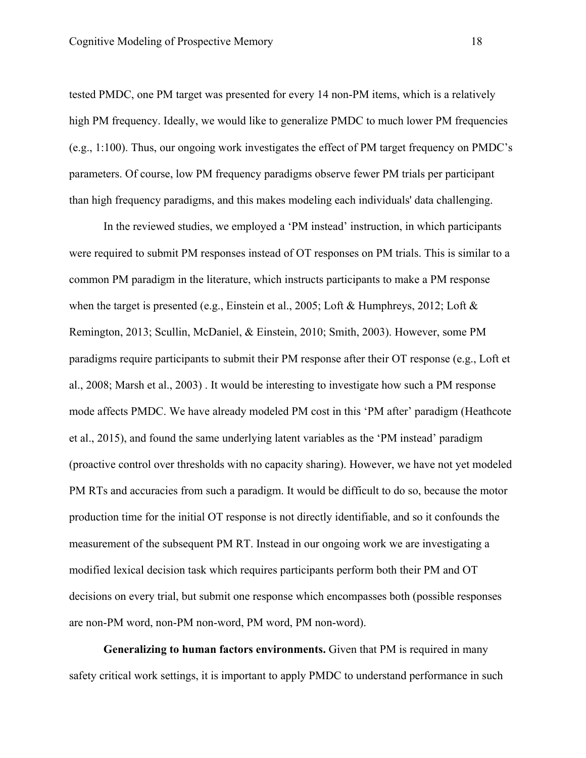tested PMDC, one PM target was presented for every 14 non-PM items, which is a relatively high PM frequency. Ideally, we would like to generalize PMDC to much lower PM frequencies (e.g., 1:100). Thus, our ongoing work investigates the effect of PM target frequency on PMDC's parameters. Of course, low PM frequency paradigms observe fewer PM trials per participant than high frequency paradigms, and this makes modeling each individuals' data challenging.

In the reviewed studies, we employed a 'PM instead' instruction, in which participants were required to submit PM responses instead of OT responses on PM trials. This is similar to a common PM paradigm in the literature, which instructs participants to make a PM response when the target is presented (e.g., Einstein et al., 2005; Loft & Humphreys, 2012; Loft & Remington, 2013; Scullin, McDaniel, & Einstein, 2010; Smith, 2003). However, some PM paradigms require participants to submit their PM response after their OT response (e.g., Loft et al., 2008; Marsh et al., 2003) . It would be interesting to investigate how such a PM response mode affects PMDC. We have already modeled PM cost in this 'PM after' paradigm (Heathcote et al., 2015), and found the same underlying latent variables as the 'PM instead' paradigm (proactive control over thresholds with no capacity sharing). However, we have not yet modeled PM RTs and accuracies from such a paradigm. It would be difficult to do so, because the motor production time for the initial OT response is not directly identifiable, and so it confounds the measurement of the subsequent PM RT. Instead in our ongoing work we are investigating a modified lexical decision task which requires participants perform both their PM and OT decisions on every trial, but submit one response which encompasses both (possible responses are non-PM word, non-PM non-word, PM word, PM non-word).

**Generalizing to human factors environments.** Given that PM is required in many safety critical work settings, it is important to apply PMDC to understand performance in such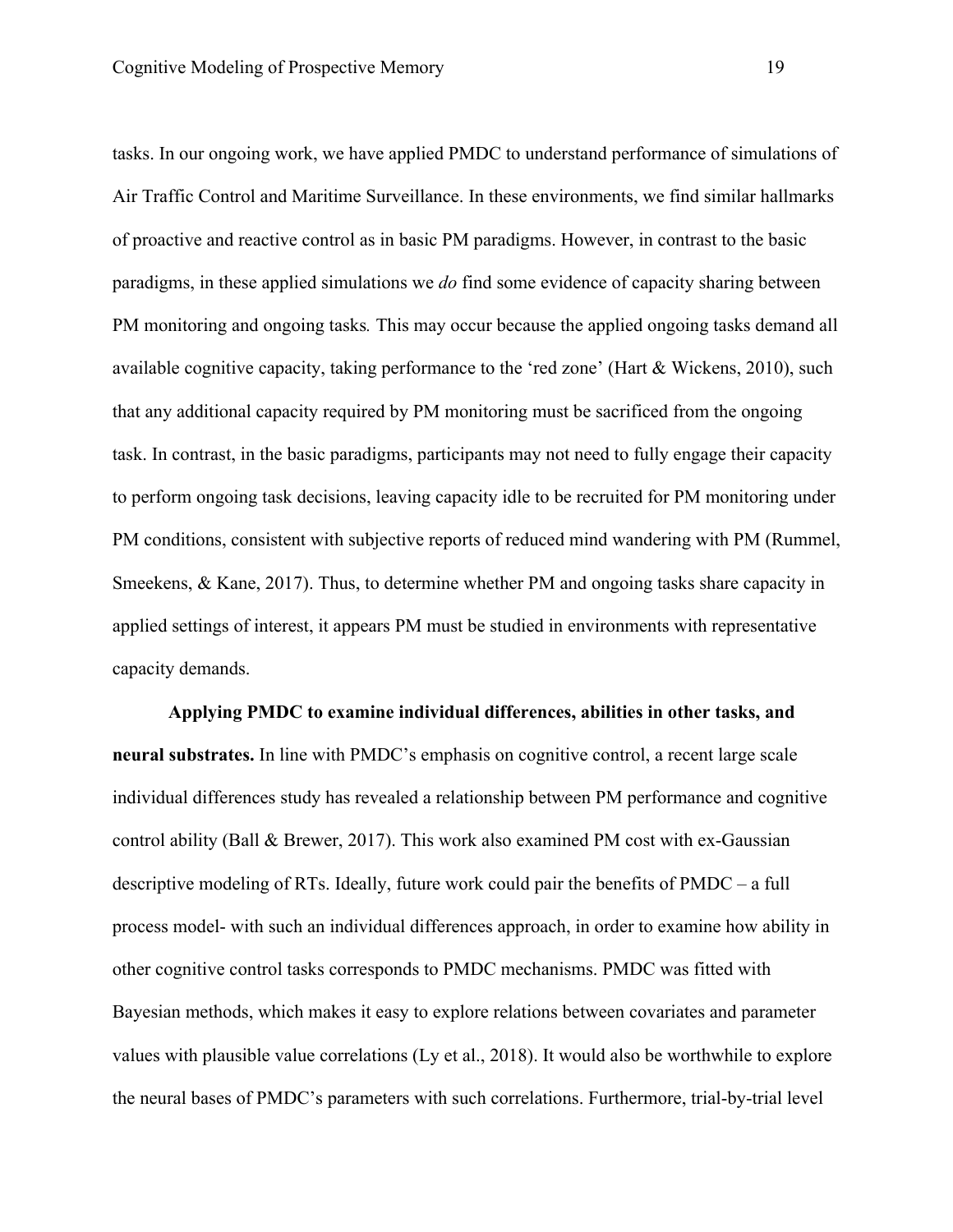tasks. In our ongoing work, we have applied PMDC to understand performance of simulations of Air Traffic Control and Maritime Surveillance. In these environments, we find similar hallmarks of proactive and reactive control as in basic PM paradigms. However, in contrast to the basic paradigms, in these applied simulations we *do* find some evidence of capacity sharing between PM monitoring and ongoing tasks*.* This may occur because the applied ongoing tasks demand all available cognitive capacity, taking performance to the 'red zone' (Hart & Wickens, 2010), such that any additional capacity required by PM monitoring must be sacrificed from the ongoing task. In contrast, in the basic paradigms, participants may not need to fully engage their capacity to perform ongoing task decisions, leaving capacity idle to be recruited for PM monitoring under PM conditions, consistent with subjective reports of reduced mind wandering with PM (Rummel, Smeekens, & Kane, 2017). Thus, to determine whether PM and ongoing tasks share capacity in applied settings of interest, it appears PM must be studied in environments with representative capacity demands.

**Applying PMDC to examine individual differences, abilities in other tasks, and neural substrates.** In line with PMDC's emphasis on cognitive control, a recent large scale individual differences study has revealed a relationship between PM performance and cognitive control ability (Ball & Brewer, 2017). This work also examined PM cost with ex-Gaussian descriptive modeling of RTs. Ideally, future work could pair the benefits of PMDC – a full process model- with such an individual differences approach, in order to examine how ability in other cognitive control tasks corresponds to PMDC mechanisms. PMDC was fitted with Bayesian methods, which makes it easy to explore relations between covariates and parameter values with plausible value correlations (Ly et al., 2018). It would also be worthwhile to explore the neural bases of PMDC's parameters with such correlations. Furthermore, trial-by-trial level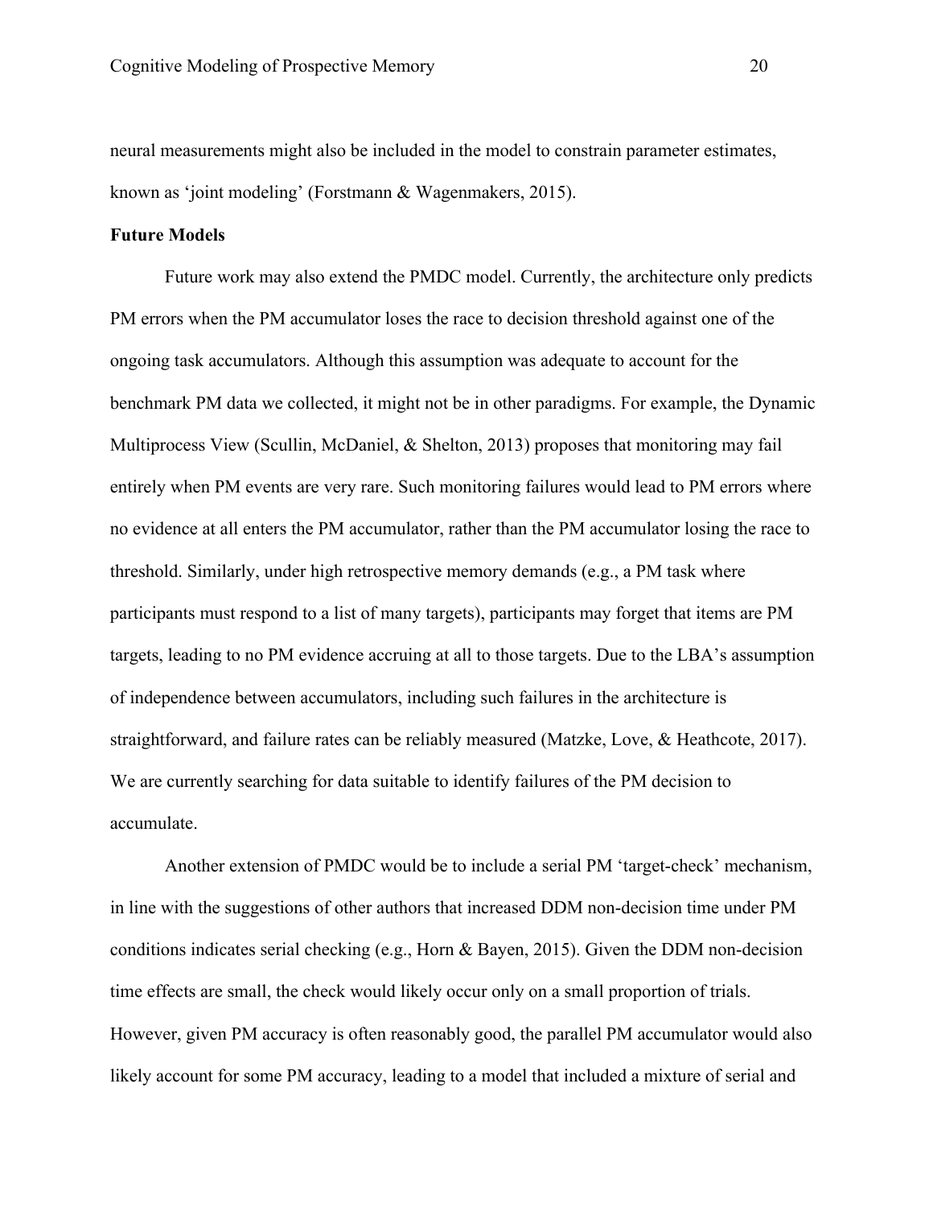neural measurements might also be included in the model to constrain parameter estimates, known as 'joint modeling' (Forstmann & Wagenmakers, 2015).

**Future Models**

Future work may also extend the PMDC model. Currently, the architecture only predicts PM errors when the PM accumulator loses the race to decision threshold against one of the ongoing task accumulators. Although this assumption was adequate to account for the benchmark PM data we collected, it might not be in other paradigms. For example, the Dynamic Multiprocess View (Scullin, McDaniel, & Shelton, 2013) proposes that monitoring may fail entirely when PM events are very rare. Such monitoring failures would lead to PM errors where no evidence at all enters the PM accumulator, rather than the PM accumulator losing the race to threshold. Similarly, under high retrospective memory demands (e.g., a PM task where participants must respond to a list of many targets), participants may forget that items are PM targets, leading to no PM evidence accruing at all to those targets. Due to the LBA's assumption of independence between accumulators, including such failures in the architecture is straightforward, and failure rates can be reliably measured (Matzke, Love, & Heathcote, 2017). We are currently searching for data suitable to identify failures of the PM decision to accumulate.

Another extension of PMDC would be to include a serial PM 'target-check' mechanism, in line with the suggestions of other authors that increased DDM non-decision time under PM conditions indicates serial checking (e.g., Horn & Bayen, 2015). Given the DDM non-decision time effects are small, the check would likely occur only on a small proportion of trials. However, given PM accuracy is often reasonably good, the parallel PM accumulator would also likely account for some PM accuracy, leading to a model that included a mixture of serial and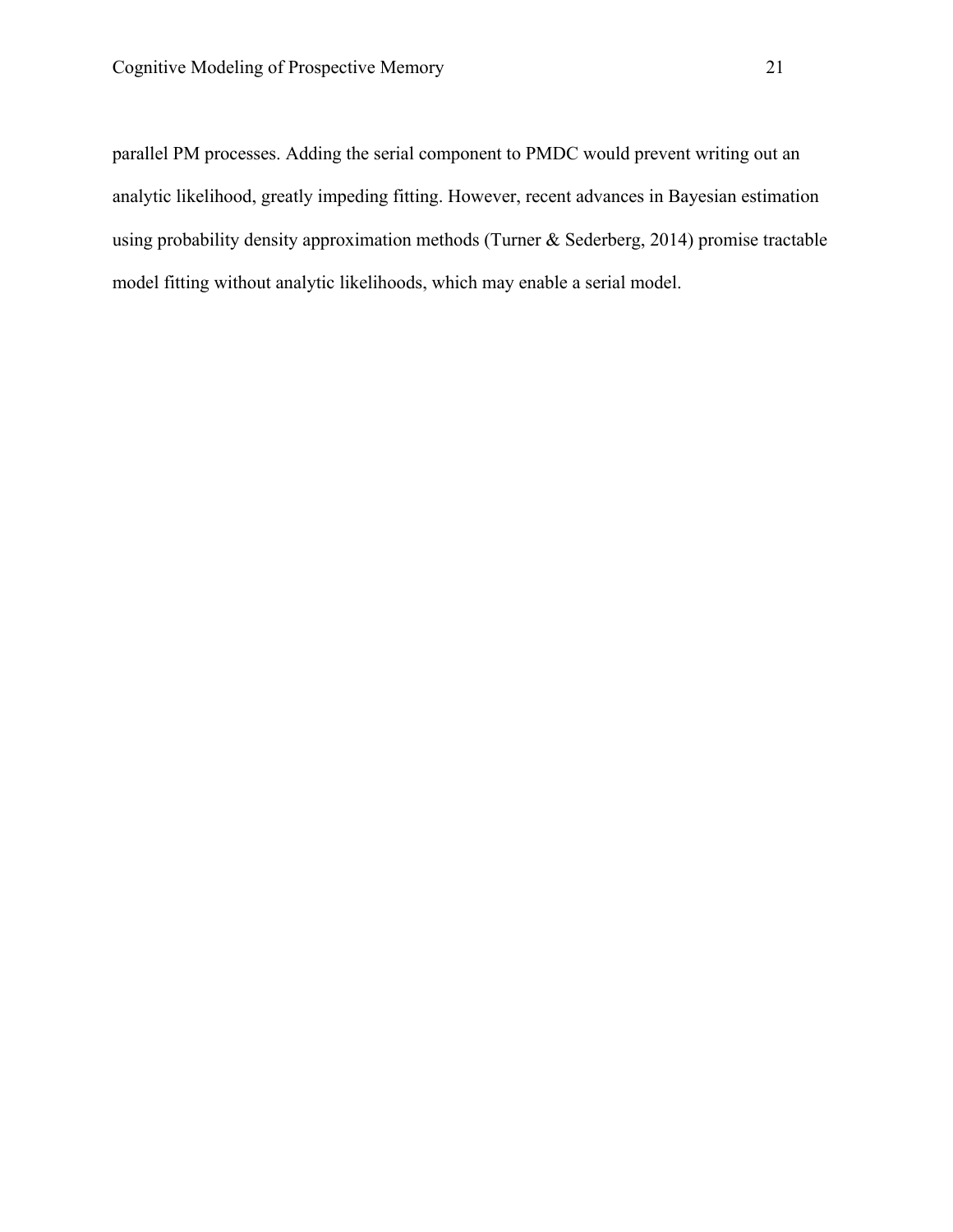parallel PM processes. Adding the serial component to PMDC would prevent writing out an analytic likelihood, greatly impeding fitting. However, recent advances in Bayesian estimation using probability density approximation methods (Turner & Sederberg, 2014) promise tractable model fitting without analytic likelihoods, which may enable a serial model.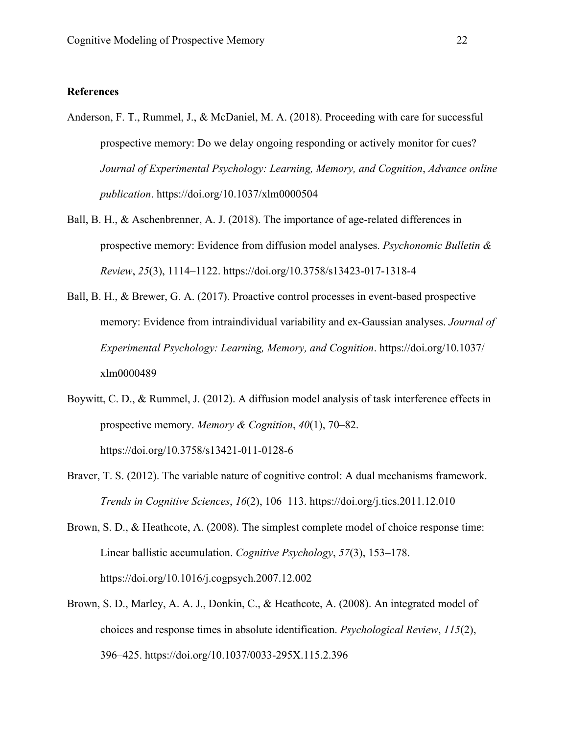**References**

Anderson, F. T., Rummel, J., & McDaniel, M. A. (2018). Proceeding with care for successful prospective memory: Do we delay ongoing responding or actively monitor for cues? *Journal of Experimental Psychology: Learning, Memory, and Cognition*, *Advance online publication*. https://doi.org/10.1037/xlm0000504

Ball, B. H., & Aschenbrenner, A. J. (2018). The importance of age-related differences in prospective memory: Evidence from diffusion model analyses. *Psychonomic Bulletin & Review*, *25*(3), 1114–1122. https://doi.org/10.3758/s13423-017-1318-4

Ball, B. H., & Brewer, G. A. (2017). Proactive control processes in event-based prospective memory: Evidence from intraindividual variability and ex-Gaussian analyses. *Journal of Experimental Psychology: Learning, Memory, and Cognition*. https://doi.org/10.1037/xlm0000489

Boywitt, C. D., & Rummel, J. (2012). A diffusion model analysis of task interference effects in prospective memory. *Memory & Cognition*, *40*(1), 70–82. https://doi.org/10.3758/s13421-011-0128-6

Braver, T. S. (2012). The variable nature of cognitive control: A dual mechanisms framework. *Trends in Cognitive Sciences*, *16*(2), 106–113. https://doi.org/j.tics.2011.12.010

Brown, S. D., & Heathcote, A. (2008). The simplest complete model of choice response time: Linear ballistic accumulation. *Cognitive Psychology*, *57*(3), 153–178. https://doi.org/10.1016/j.cogpsych.2007.12.002

Brown, S. D., Marley, A. A. J., Donkin, C., & Heathcote, A. (2008). An integrated model of choices and response times in absolute identification. *Psychological Review*, *115*(2), 396–425. https://doi.org/10.1037/0033-295X.115.2.396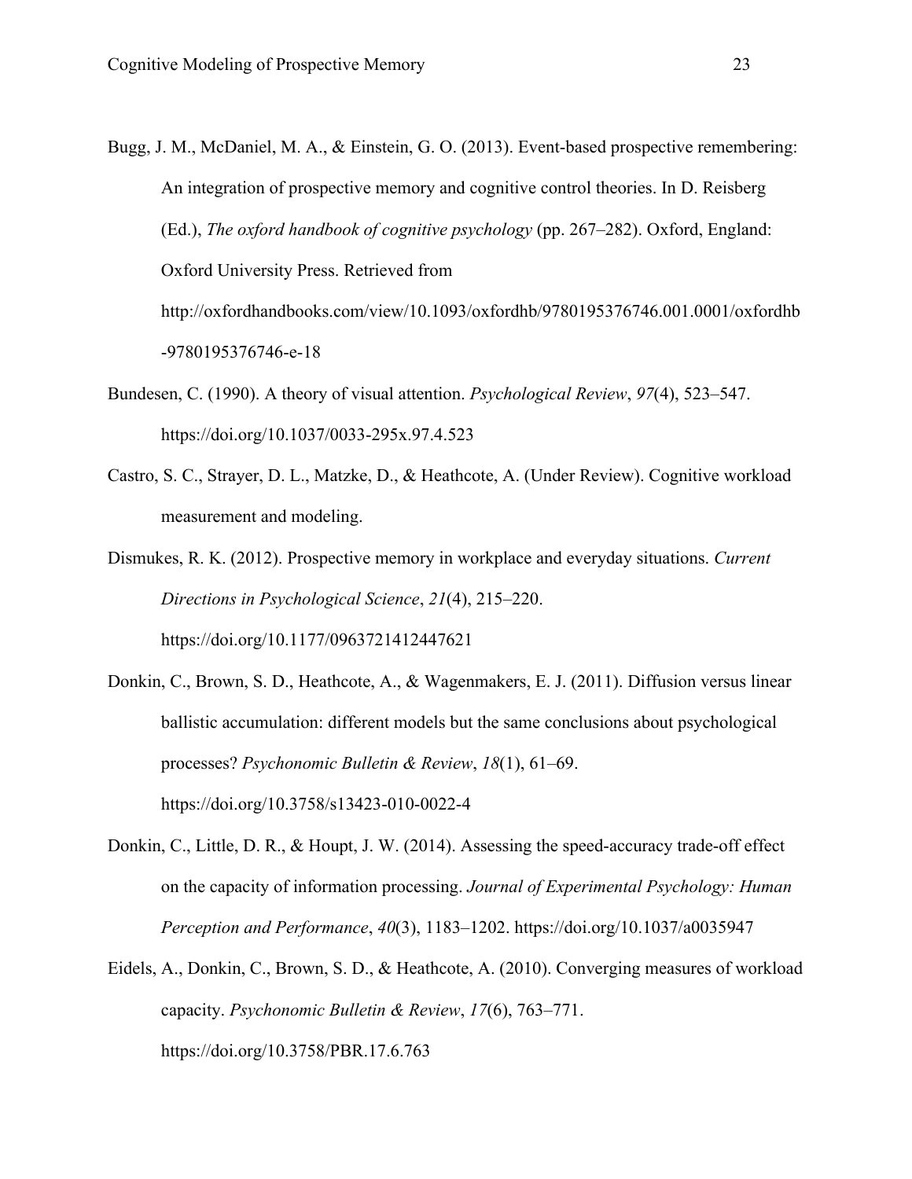Bugg, J. M., McDaniel, M. A., & Einstein, G. O. (2013). Event-based prospective remembering: An integration of prospective memory and cognitive control theories. In D. Reisberg (Ed.), *The oxford handbook of cognitive psychology* (pp. 267–282). Oxford, England: Oxford University Press. Retrieved from http://oxfordhandbooks.com/view/10.1093/oxfordhb/9780195376746.001.0001/oxfordhb-9780195376746-e-18

Bundesen, C. (1990). A theory of visual attention. *Psychological Review*, *97*(4), 523–547. https://doi.org/10.1037/0033-295x.97.4.523

Castro, S. C., Strayer, D. L., Matzke, D., & Heathcote, A. (Under Review). Cognitive workload measurement and modeling.

Dismukes, R. K. (2012). Prospective memory in workplace and everyday situations. *Current Directions in Psychological Science*, *21*(4), 215–220. https://doi.org/10.1177/0963721412447621

Donkin, C., Brown, S. D., Heathcote, A., & Wagenmakers, E. J. (2011). Diffusion versus linear ballistic accumulation: different models but the same conclusions about psychological processes? *Psychonomic Bulletin & Review*, *18*(1), 61–69. https://doi.org/10.3758/s13423-010-0022-4

Donkin, C., Little, D. R., & Houpt, J. W. (2014). Assessing the speed-accuracy trade-off effect on the capacity of information processing. *Journal of Experimental Psychology: Human Perception and Performance*, *40*(3), 1183–1202. https://doi.org/10.1037/a0035947

Eidels, A., Donkin, C., Brown, S. D., & Heathcote, A. (2010). Converging measures of workload capacity. *Psychonomic Bulletin & Review*, *17*(6), 763–771. https://doi.org/10.3758/PBR.17.6.763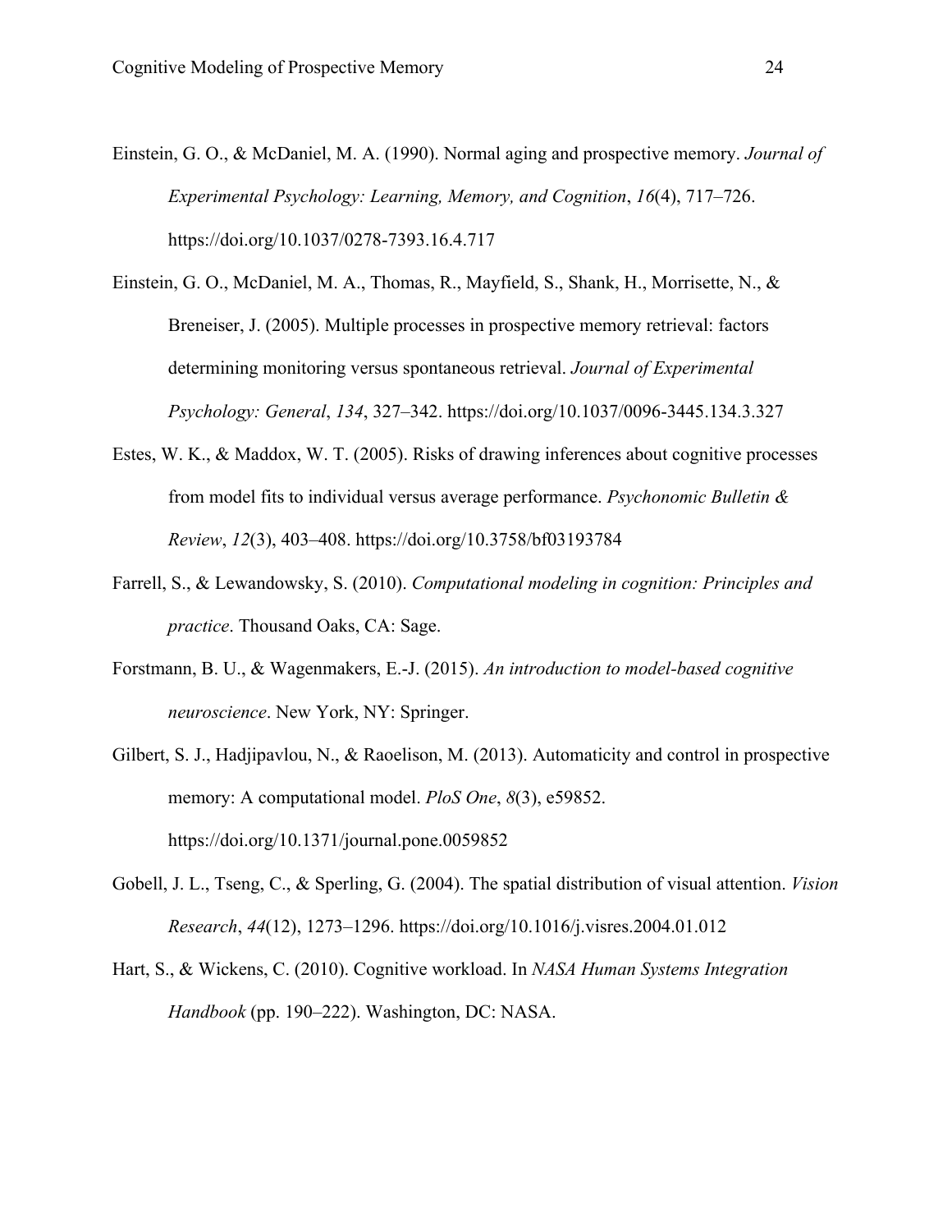Einstein, G. O., & McDaniel, M. A. (1990). Normal aging and prospective memory. *Journal of Experimental Psychology: Learning, Memory, and Cognition*, *16*(4), 717–726. https://doi.org/10.1037/0278-7393.16.4.717

Einstein, G. O., McDaniel, M. A., Thomas, R., Mayfield, S., Shank, H., Morrisette, N., & Breneiser, J. (2005). Multiple processes in prospective memory retrieval: factors determining monitoring versus spontaneous retrieval. *Journal of Experimental Psychology: General*, *134*, 327–342. https://doi.org/10.1037/0096-3445.134.3.327

Estes, W. K., & Maddox, W. T. (2005). Risks of drawing inferences about cognitive processes from model fits to individual versus average performance. *Psychonomic Bulletin & Review*, *12*(3), 403–408. https://doi.org/10.3758/bf03193784

Farrell, S., & Lewandowsky, S. (2010). *Computational modeling in cognition: Principles and practice*. Thousand Oaks, CA: Sage.

Forstmann, B. U., & Wagenmakers, E.-J. (2015). *An introduction to model-based cognitive neuroscience*. New York, NY: Springer.

Gilbert, S. J., Hadjipavlou, N., & Raoelison, M. (2013). Automaticity and control in prospective memory: A computational model. *PloS One*, *8*(3), e59852. https://doi.org/10.1371/journal.pone.0059852

Gobell, J. L., Tseng, C., & Sperling, G. (2004). The spatial distribution of visual attention. *Vision Research*, *44*(12), 1273–1296. https://doi.org/10.1016/j.visres.2004.01.012

Hart, S., & Wickens, C. (2010). Cognitive workload. In *NASA Human Systems Integration Handbook* (pp. 190–222). Washington, DC: NASA.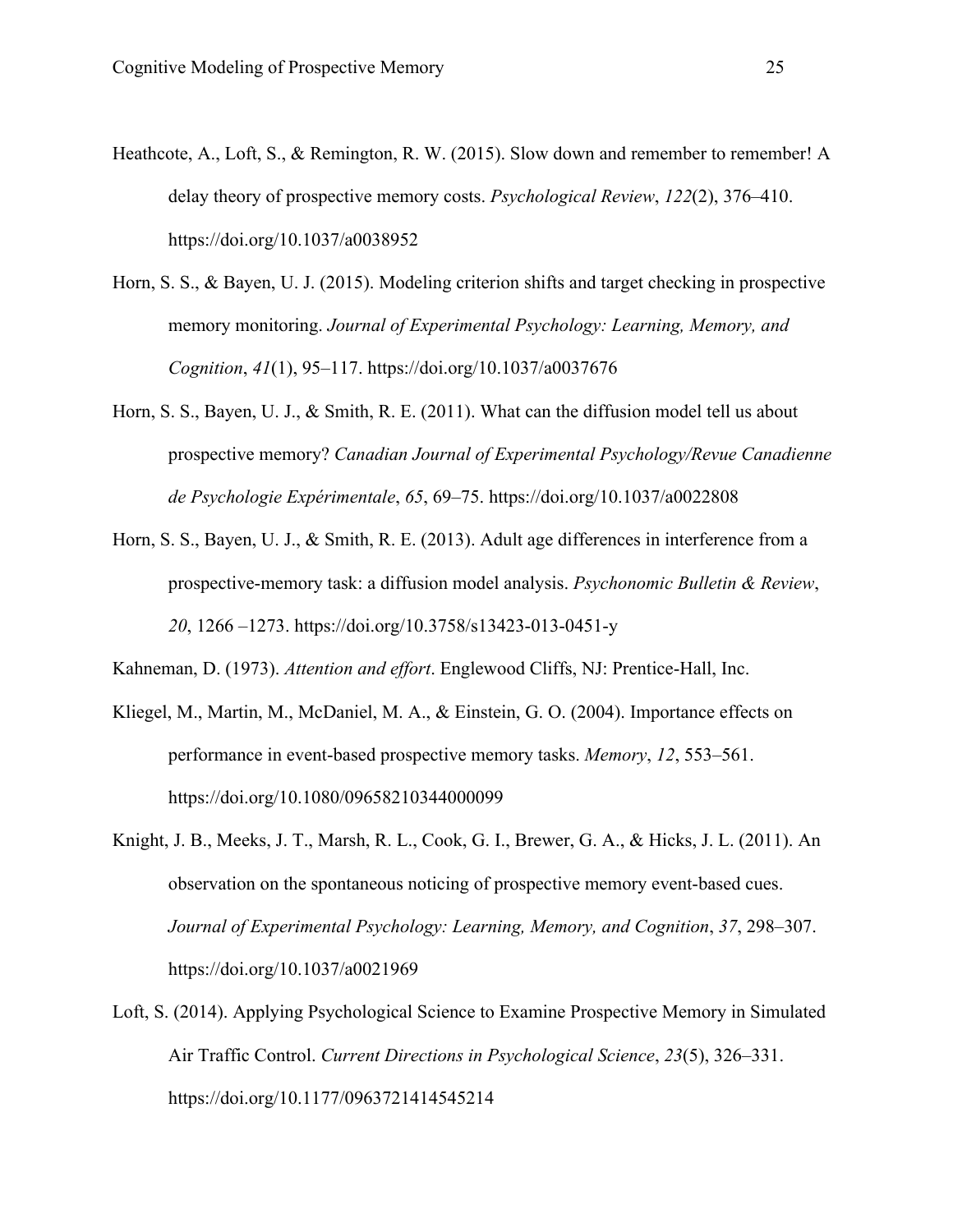Heathcote, A., Loft, S., & Remington, R. W. (2015). Slow down and remember to remember! A delay theory of prospective memory costs. *Psychological Review*, *122*(2), 376–410. https://doi.org/10.1037/a0038952

Horn, S. S., & Bayen, U. J. (2015). Modeling criterion shifts and target checking in prospective memory monitoring. *Journal of Experimental Psychology: Learning, Memory, and Cognition*, *41*(1), 95–117. https://doi.org/10.1037/a0037676

Horn, S. S., Bayen, U. J., & Smith, R. E. (2011). What can the diffusion model tell us about prospective memory? *Canadian Journal of Experimental Psychology/Revue Canadienne de Psychologie Expérimentale*, *65*, 69–75. https://doi.org/10.1037/a0022808

Horn, S. S., Bayen, U. J., & Smith, R. E. (2013). Adult age differences in interference from a prospective-memory task: a diffusion model analysis. *Psychonomic Bulletin & Review*, *20*, 1266 –1273. https://doi.org/10.3758/s13423-013-0451-y

Kahneman, D. (1973). *Attention and effort*. Englewood Cliffs, NJ: Prentice-Hall, Inc.

Kliegel, M., Martin, M., McDaniel, M. A., & Einstein, G. O. (2004). Importance effects on performance in event-based prospective memory tasks. *Memory*, *12*, 553–561. https://doi.org/10.1080/09658210344000099

Knight, J. B., Meeks, J. T., Marsh, R. L., Cook, G. I., Brewer, G. A., & Hicks, J. L. (2011). An observation on the spontaneous noticing of prospective memory event-based cues. *Journal of Experimental Psychology: Learning, Memory, and Cognition*, *37*, 298–307. https://doi.org/10.1037/a0021969

Loft, S. (2014). Applying Psychological Science to Examine Prospective Memory in Simulated Air Traffic Control. *Current Directions in Psychological Science*, *23*(5), 326–331. https://doi.org/10.1177/0963721414545214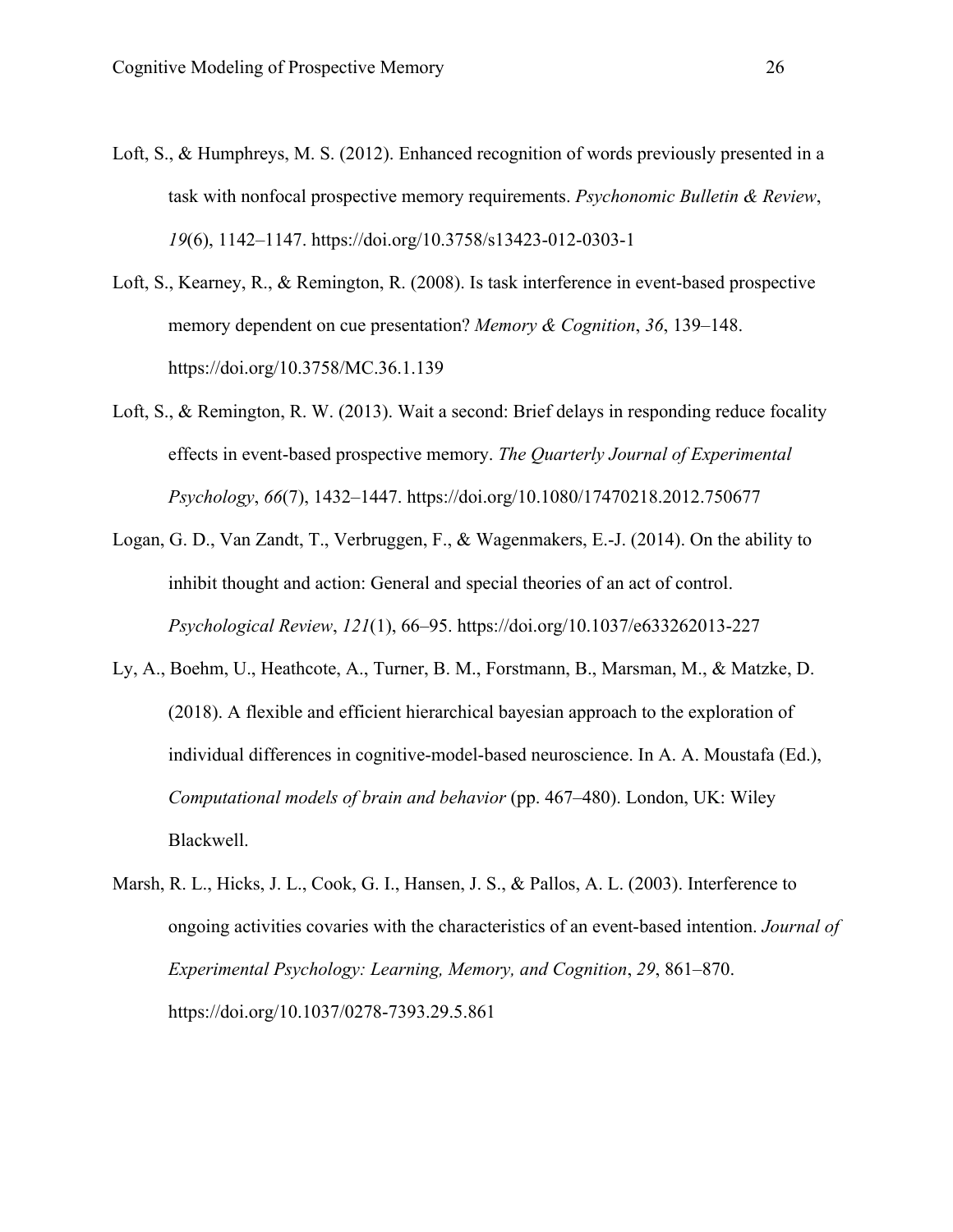Loft, S., & Humphreys, M. S. (2012). Enhanced recognition of words previously presented in a task with nonfocal prospective memory requirements. *Psychonomic Bulletin & Review*, *19*(6), 1142–1147. https://doi.org/10.3758/s13423-012-0303-1

Loft, S., Kearney, R., & Remington, R. (2008). Is task interference in event-based prospective memory dependent on cue presentation? *Memory & Cognition*, *36*, 139–148. https://doi.org/10.3758/MC.36.1.139

Loft, S., & Remington, R. W. (2013). Wait a second: Brief delays in responding reduce focality effects in event-based prospective memory. *The Quarterly Journal of Experimental Psychology*, *66*(7), 1432–1447. https://doi.org/10.1080/17470218.2012.750677

Logan, G. D., Van Zandt, T., Verbruggen, F., & Wagenmakers, E.-J. (2014). On the ability to inhibit thought and action: General and special theories of an act of control. *Psychological Review*, *121*(1), 66–95. https://doi.org/10.1037/e633262013-227

Ly, A., Boehm, U., Heathcote, A., Turner, B. M., Forstmann, B., Marsman, M., & Matzke, D. (2018). A flexible and efficient hierarchical bayesian approach to the exploration of individual differences in cognitive-model-based neuroscience. In A. A. Moustafa (Ed.), *Computational models of brain and behavior* (pp. 467–480). London, UK: Wiley Blackwell.

Marsh, R. L., Hicks, J. L., Cook, G. I., Hansen, J. S., & Pallos, A. L. (2003). Interference to ongoing activities covaries with the characteristics of an event-based intention. *Journal of Experimental Psychology: Learning, Memory, and Cognition*, *29*, 861–870. https://doi.org/10.1037/0278-7393.29.5.861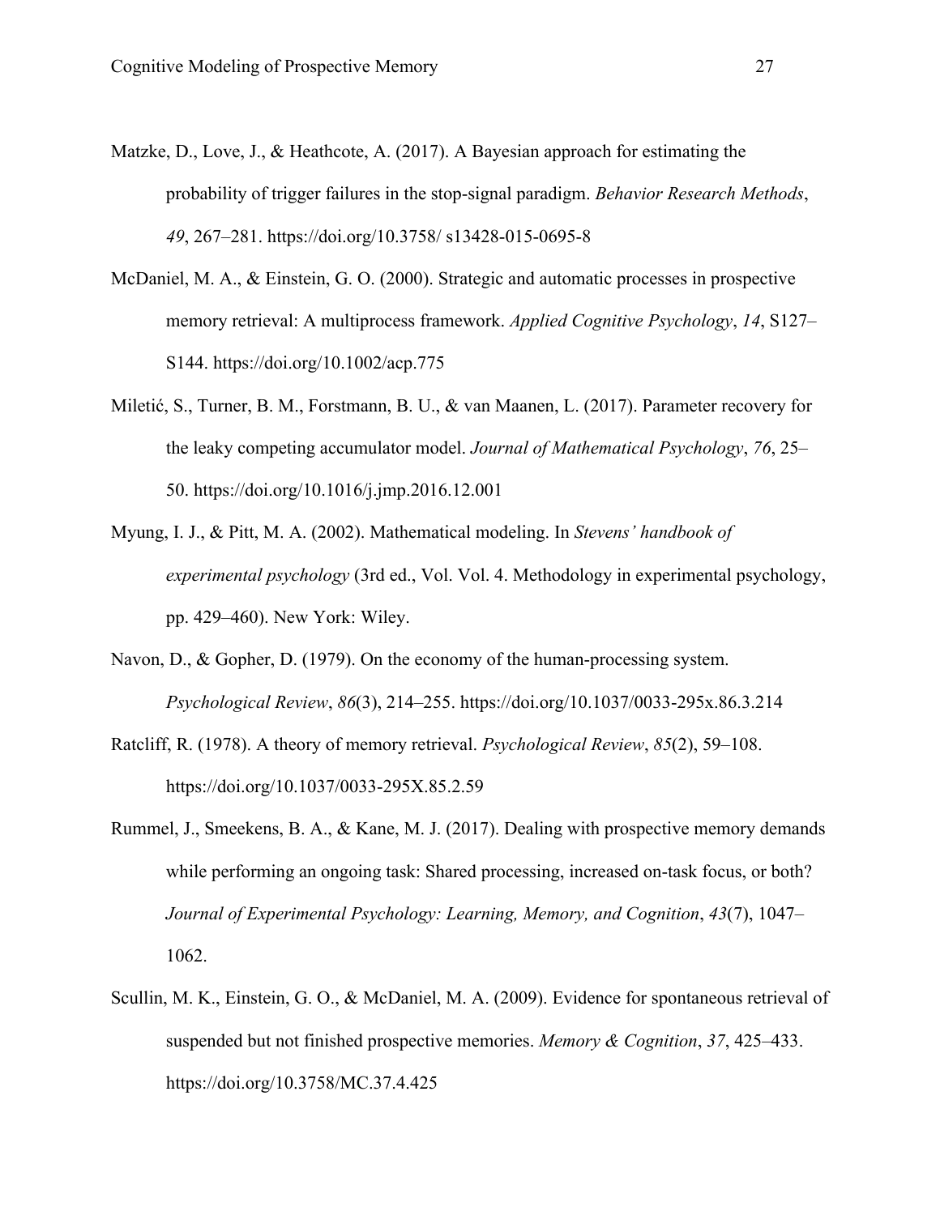Matzke, D., Love, J., & Heathcote, A. (2017). A Bayesian approach for estimating the probability of trigger failures in the stop-signal paradigm. *Behavior Research Methods*, *49*, 267–281. https://doi.org/10.3758/ s13428-015-0695-8

McDaniel, M. A., & Einstein, G. O. (2000). Strategic and automatic processes in prospective memory retrieval: A multiprocess framework. *Applied Cognitive Psychology*, *14*, S127–S144. https://doi.org/10.1002/acp.775

Miletić, S., Turner, B. M., Forstmann, B. U., & van Maanen, L. (2017). Parameter recovery for the leaky competing accumulator model. *Journal of Mathematical Psychology*, *76*, 25–50. https://doi.org/10.1016/j.jmp.2016.12.001

Myung, I. J., & Pitt, M. A. (2002). Mathematical modeling. In *Stevens' handbook of experimental psychology* (3rd ed., Vol. Vol. 4. Methodology in experimental psychology, pp. 429–460). New York: Wiley.

Navon, D., & Gopher, D. (1979). On the economy of the human-processing system. *Psychological Review*, *86*(3), 214–255. https://doi.org/10.1037/0033-295x.86.3.214

Ratcliff, R. (1978). A theory of memory retrieval. *Psychological Review*, *85*(2), 59–108. https://doi.org/10.1037/0033-295X.85.2.59

Rummel, J., Smeekens, B. A., & Kane, M. J. (2017). Dealing with prospective memory demands while performing an ongoing task: Shared processing, increased on-task focus, or both? *Journal of Experimental Psychology: Learning, Memory, and Cognition*, *43*(7), 1047–1062.

Scullin, M. K., Einstein, G. O., & McDaniel, M. A. (2009). Evidence for spontaneous retrieval of suspended but not finished prospective memories. *Memory & Cognition*, *37*, 425–433. https://doi.org/10.3758/MC.37.4.425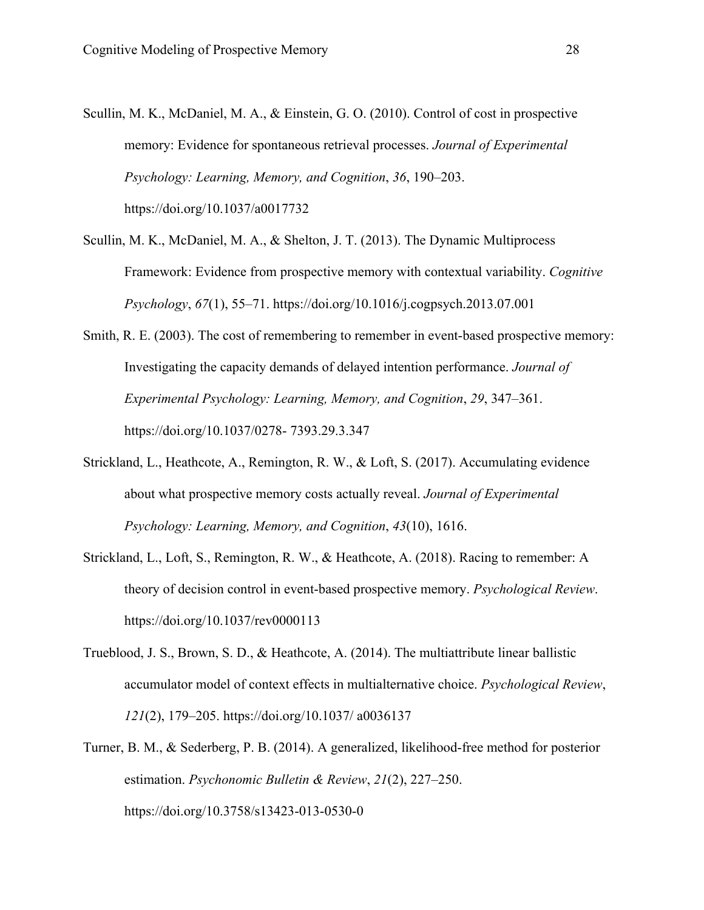Scullin, M. K., McDaniel, M. A., & Einstein, G. O. (2010). Control of cost in prospective memory: Evidence for spontaneous retrieval processes. *Journal of Experimental Psychology: Learning, Memory, and Cognition*, *36*, 190–203. https://doi.org/10.1037/a0017732

Scullin, M. K., McDaniel, M. A., & Shelton, J. T. (2013). The Dynamic Multiprocess Framework: Evidence from prospective memory with contextual variability. *Cognitive Psychology*, *67*(1), 55–71. https://doi.org/10.1016/j.cogpsych.2013.07.001

Smith, R. E. (2003). The cost of remembering to remember in event-based prospective memory: Investigating the capacity demands of delayed intention performance. *Journal of Experimental Psychology: Learning, Memory, and Cognition*, *29*, 347–361. https://doi.org/10.1037/0278- 7393.29.3.347

Strickland, L., Heathcote, A., Remington, R. W., & Loft, S. (2017). Accumulating evidence about what prospective memory costs actually reveal. *Journal of Experimental Psychology: Learning, Memory, and Cognition*, *43*(10), 1616.

Strickland, L., Loft, S., Remington, R. W., & Heathcote, A. (2018). Racing to remember: A theory of decision control in event-based prospective memory. *Psychological Review*. https://doi.org/10.1037/rev0000113

Trueblood, J. S., Brown, S. D., & Heathcote, A. (2014). The multiattribute linear ballistic accumulator model of context effects in multialternative choice. *Psychological Review*, *121*(2), 179–205. https://doi.org/10.1037/ a0036137

Turner, B. M., & Sederberg, P. B. (2014). A generalized, likelihood-free method for posterior estimation. *Psychonomic Bulletin & Review*, *21*(2), 227–250. https://doi.org/10.3758/s13423-013-0530-0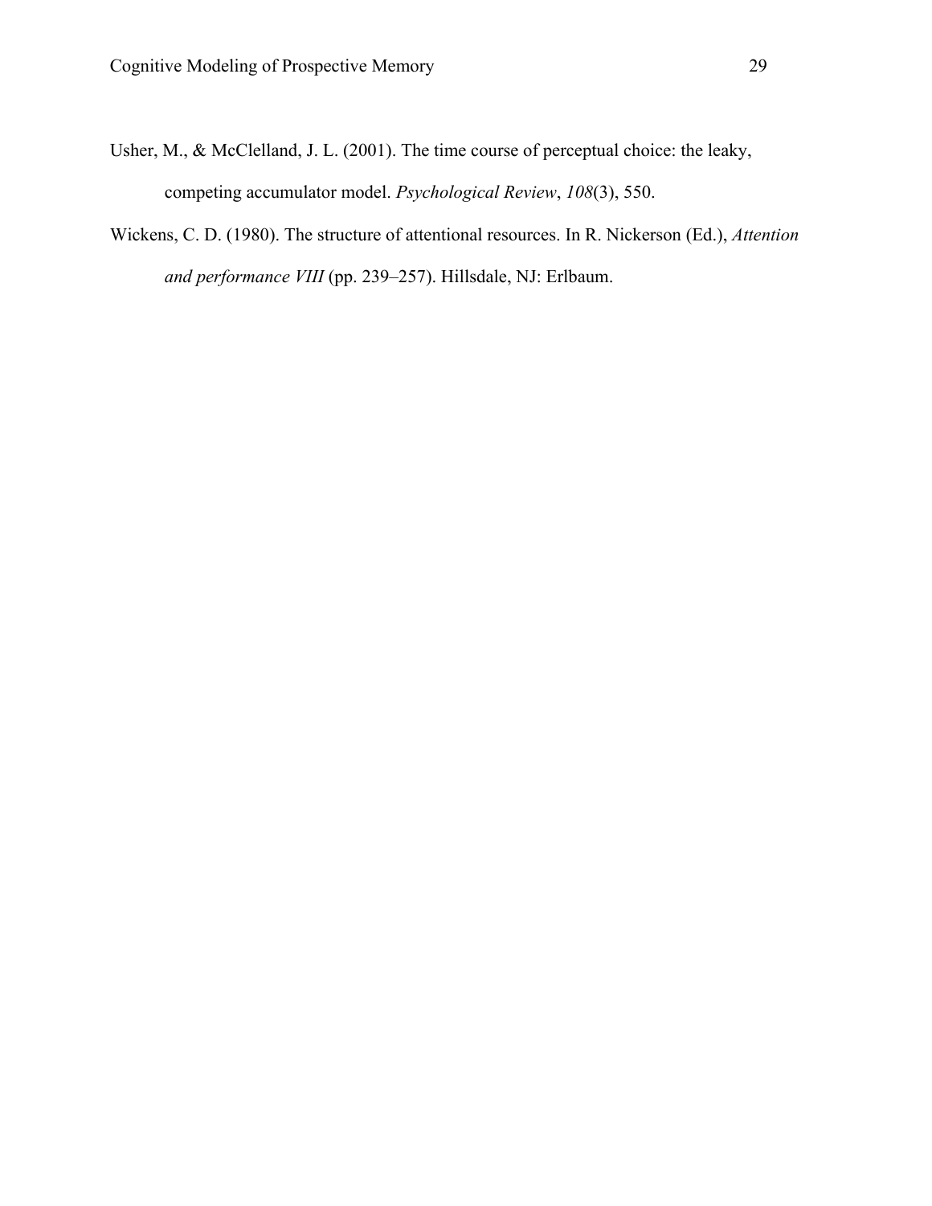Usher, M., & McClelland, J. L. (2001). The time course of perceptual choice: the leaky, competing accumulator model. *Psychological Review*, *108*(3), 550.

Wickens, C. D. (1980). The structure of attentional resources. In R. Nickerson (Ed.), *Attention and performance VIII* (pp. 239–257). Hillsdale, NJ: Erlbaum.